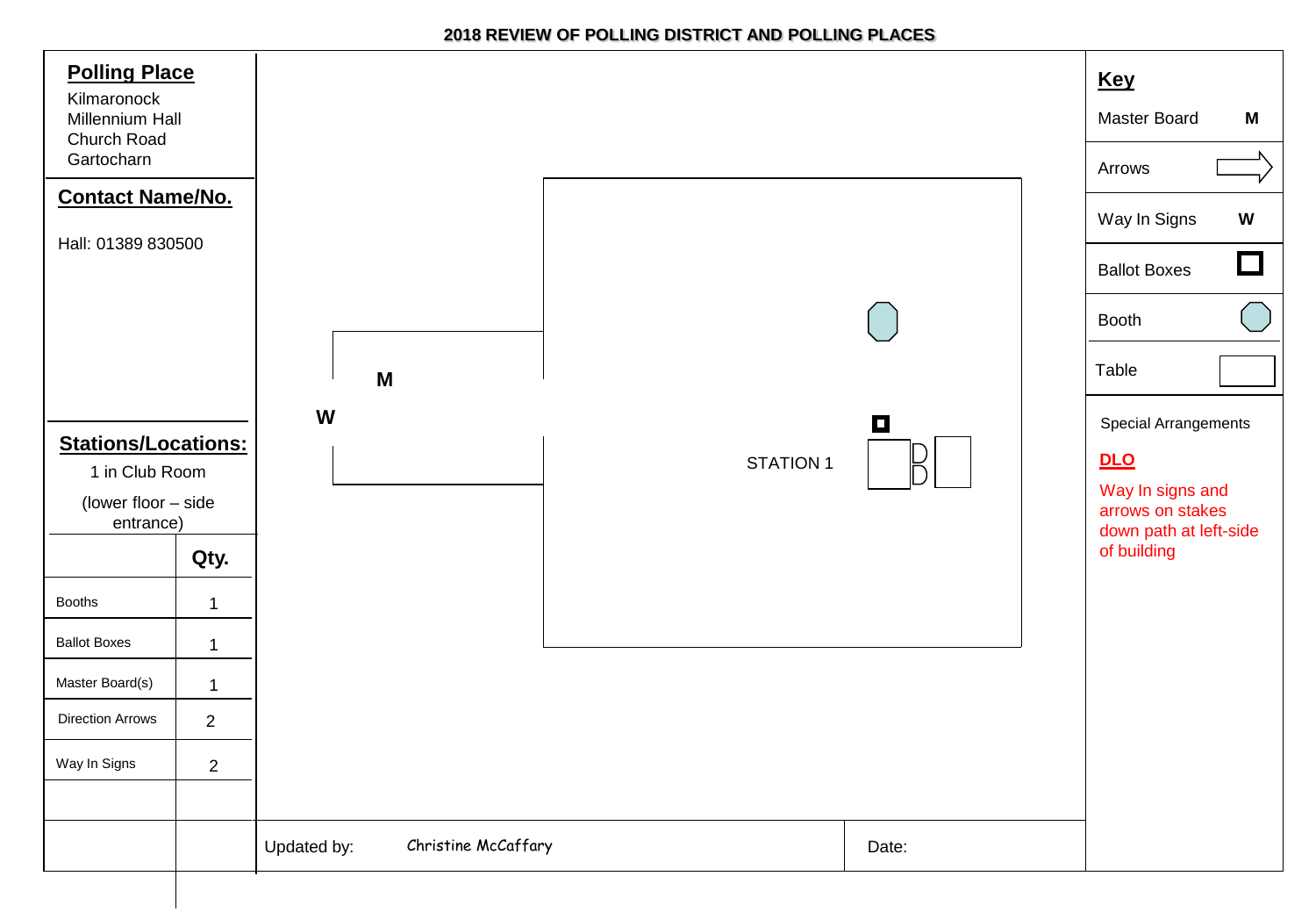# 2018 REVIEW OF POLLING DISTRICT AND POLLING PLACES

## Polling Place

Kilmaronock
Millennium Hall
Church Road
Gartocharn

## Contact Name/No.

Hall: 01389 830500

## Stations/Locations:

1 in Club Room

(lower floor – side entrance)

| | Qty. |
|---|---|
| Booths | 1 |
| Ballot Boxes | 1 |
| Master Board(s) | 1 |
| Direction Arrows | 2 |
| Way In Signs | 2 |

M

W

STATION 1

## Key

| | |
|---|---|
| Master Board | M |
| Arrows | |
| Way In Signs | W |
| Ballot Boxes | |
| Booth | |
| Table | |

Special Arrangements

**DLO**

Way In signs and arrows on stakes down path at left-side of building

Updated by: Christine McCaffary

Date: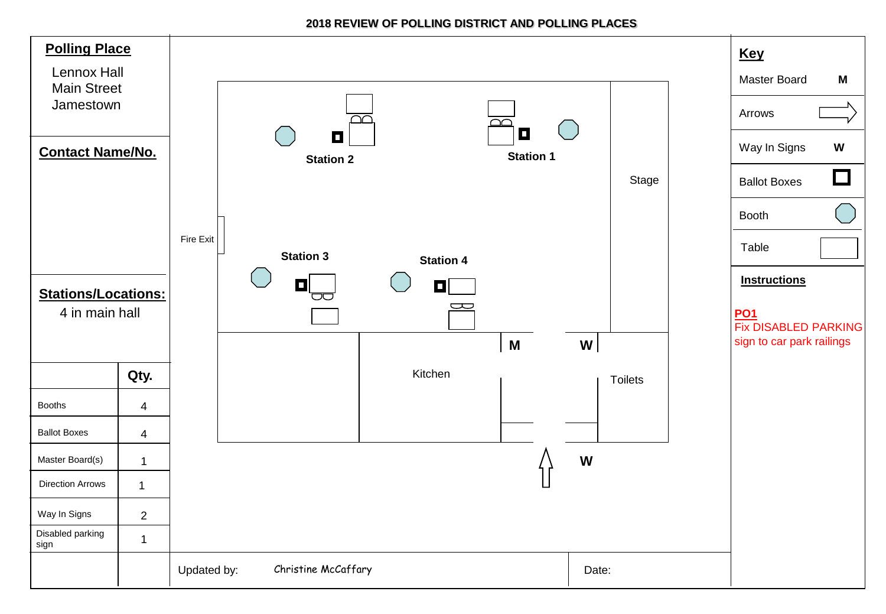## 2018 REVIEW OF POLLING DISTRICT AND POLLING PLACES

**Polling Place**

Lennox Hall
Main Street
Jamestown

**Contact Name/No.**

**Stations/Locations:**

4 in main hall

| | Qty. |
|---|---|
| Booths | 4 |
| Ballot Boxes | 4 |
| Master Board(s) | 1 |
| Direction Arrows | 1 |
| Way In Signs | 2 |
| Disabled parking sign | 1 |

Fire Exit

Station 2

Station 1

Stage

Station 3

Station 4

M

W

Kitchen

Toilets

W

Updated by: Christine McCaffary

Date:

**Key**

| | |
|---|---|
| Master Board | M |
| Arrows | |
| Way In Signs | W |
| Ballot Boxes | |
| Booth | |
| Table | |

**Instructions**

**PO1**
Fix DISABLED PARKING sign to car park railings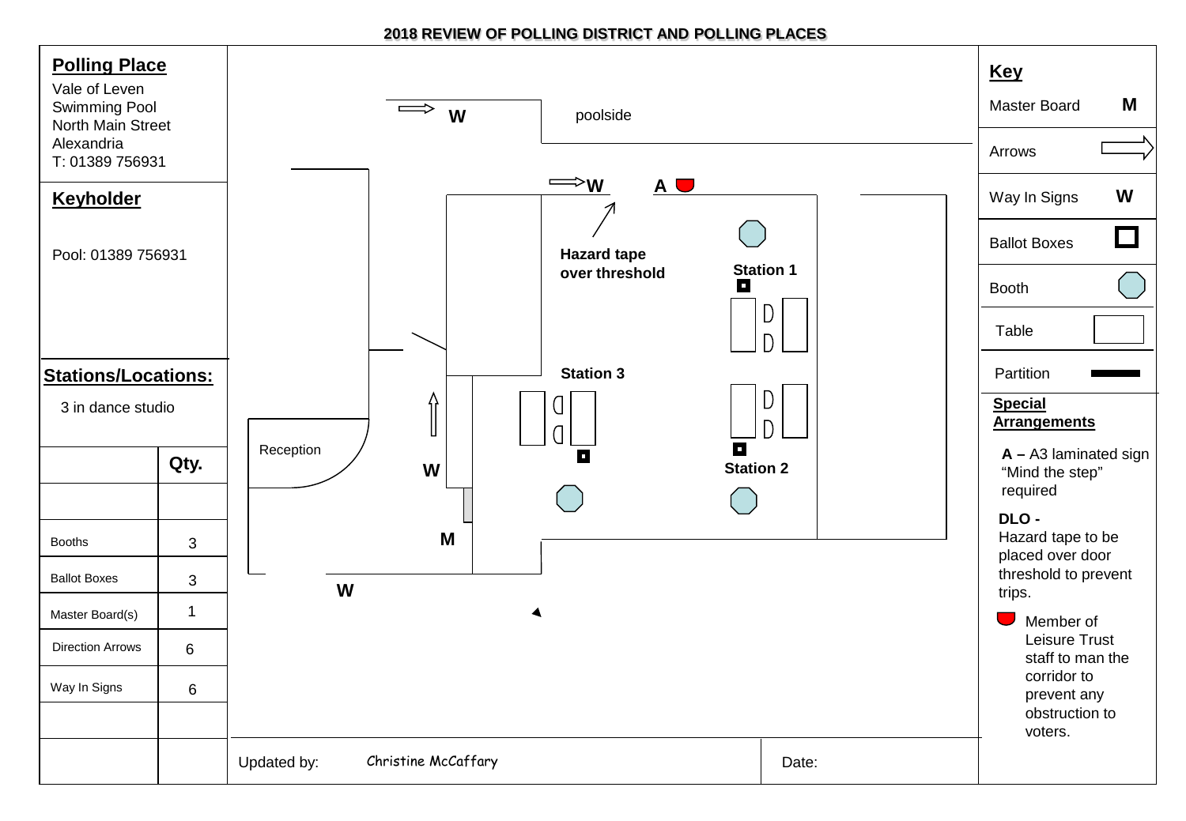## 2018 REVIEW OF POLLING DISTRICT AND POLLING PLACES

### Polling Place

Vale of Leven Swimming Pool
North Main Street
Alexandria
T: 01389 756931

### Keyholder

Pool: 01389 756931

### Stations/Locations:

3 in dance studio

| | Qty. |
|---|---|
| | |
| Booths | 3 |
| Ballot Boxes | 3 |
| Master Board(s) | 1 |
| Direction Arrows | 6 |
| Way In Signs | 6 |
| | |
| | |

W

poolside

W A

Hazard tape over threshold

Station 1

Station 3

Station 2

Reception

W

M

W

Updated by: Christine McCaffary

Date:

### Key

| Item | Symbol |
|---|---|
| Master Board | M |
| Arrows | |
| Way In Signs | W |
| Ballot Boxes | |
| Booth | |
| Table | |
| Partition | |

**Special Arrangements**

**A –** A3 laminated sign "Mind the step" required

**DLO -**
Hazard tape to be placed over door threshold to prevent trips.

Member of Leisure Trust staff to man the corridor to prevent any obstruction to voters.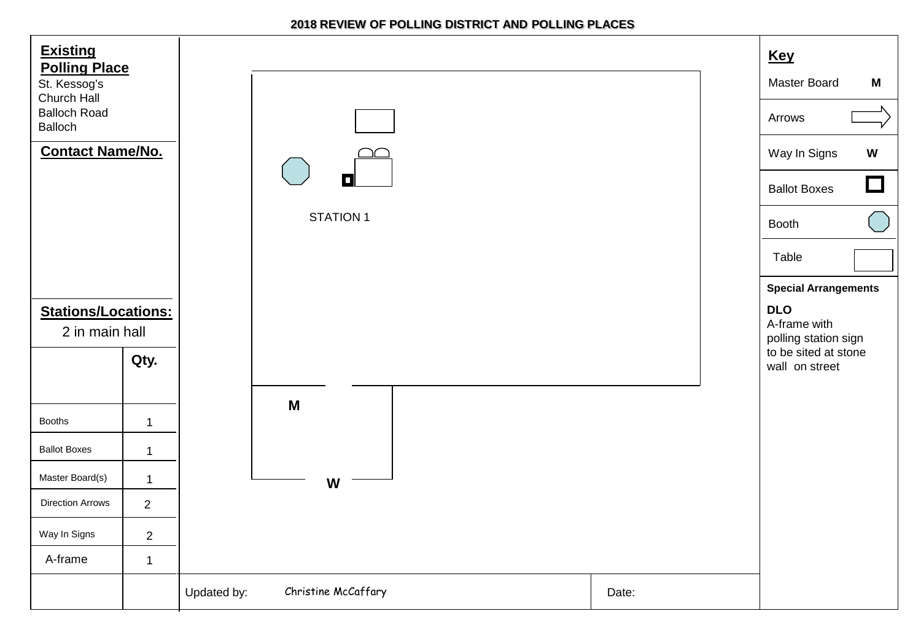# 2018 REVIEW OF POLLING DISTRICT AND POLLING PLACES

**Existing Polling Place**
St. Kessog's
Church Hall
Balloch Road
Balloch

**Contact Name/No.**

**Stations/Locations:**
2 in main hall

| | Qty. |
|---|---|
| Booths | 1 |
| Ballot Boxes | 1 |
| Master Board(s) | 1 |
| Direction Arrows | 2 |
| Way In Signs | 2 |
| A-frame | 1 |

STATION 1

M

W

Updated by: Christine McCaffary

Date:

**Key**

| | |
|---|---|
| Master Board | M |
| Arrows | |
| Way In Signs | W |
| Ballot Boxes | |
| Booth | |
| Table | |

**Special Arrangements**

**DLO**
A-frame with polling station sign to be sited at stone wall on street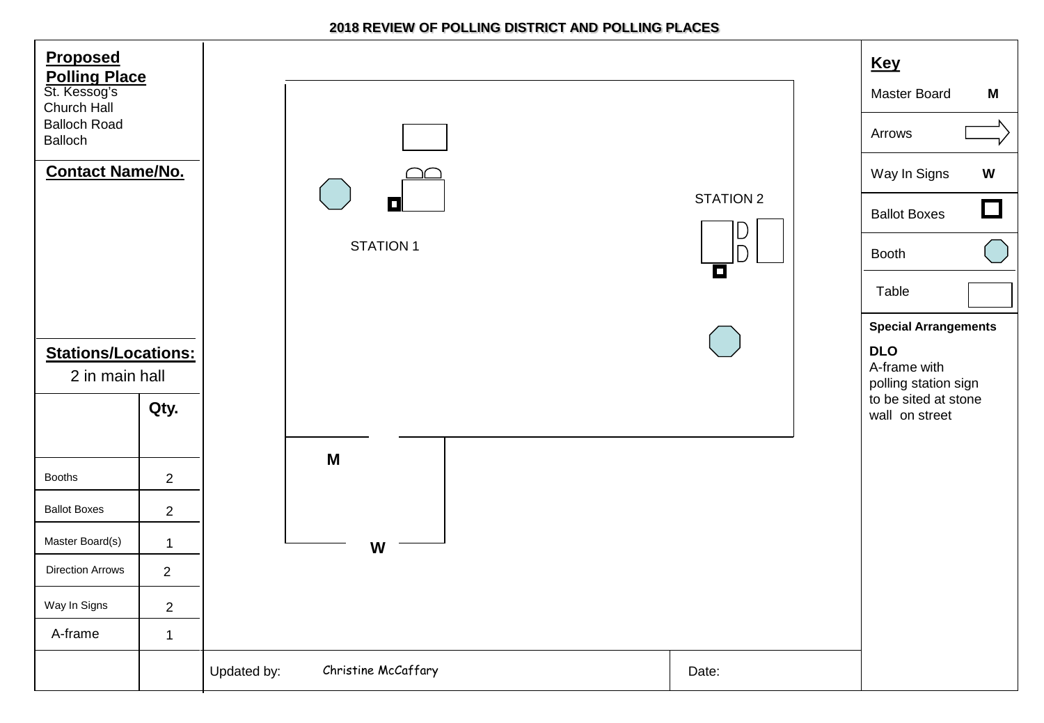**2018 REVIEW OF POLLING DISTRICT AND POLLING PLACES**

**Proposed Polling Place**

St. Kessog's
Church Hall
Balloch Road
Balloch

**Contact Name/No.**

**Stations/Locations:**

2 in main hall

| | Qty. |
|---|---|
| Booths | 2 |
| Ballot Boxes | 2 |
| Master Board(s) | 1 |
| Direction Arrows | 2 |
| Way In Signs | 2 |
| A-frame | 1 |

STATION 1

STATION 2

M

W

Updated by: Christine McCaffary

Date:

**Key**

| | |
|---|---|
| Master Board | M |
| Arrows | |
| Way In Signs | W |
| Ballot Boxes | |
| Booth | |
| Table | |

**Special Arrangements**

**DLO**
A-frame with polling station sign to be sited at stone wall on street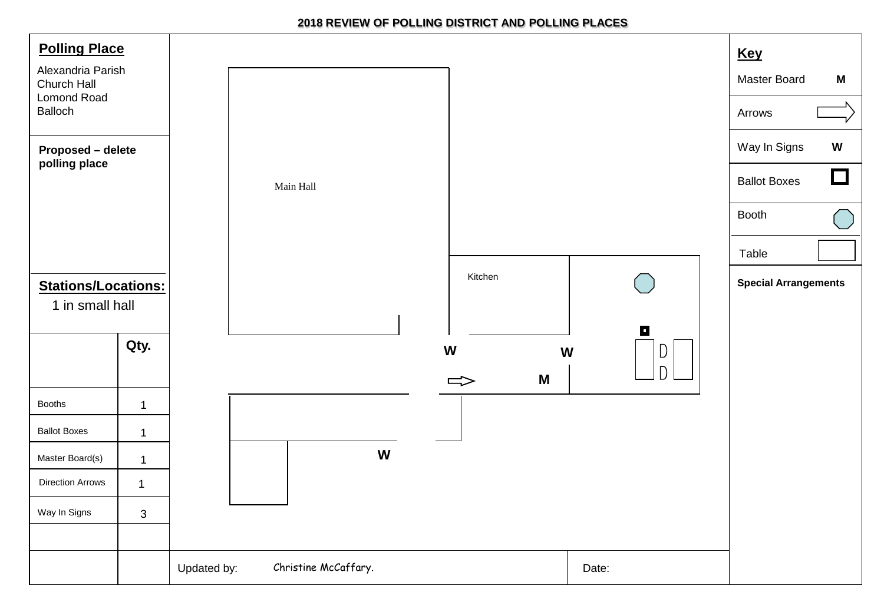**2018 REVIEW OF POLLING DISTRICT AND POLLING PLACES**

## Polling Place

Alexandria Parish Church Hall
Lomond Road
Balloch

**Proposed – delete polling place**

## Stations/Locations:

1 in small hall

| | Qty. |
|---|---|
| Booths | 1 |
| Ballot Boxes | 1 |
| Master Board(s) | 1 |
| Direction Arrows | 1 |
| Way In Signs | 3 |

Main Hall

Kitchen

W W M W

## Key

| | |
|---|---|
| Master Board | M |
| Arrows | |
| Way In Signs | W |
| Ballot Boxes | |
| Booth | |
| Table | |

**Special Arrangements**

Updated by: Christine McCaffary.

Date: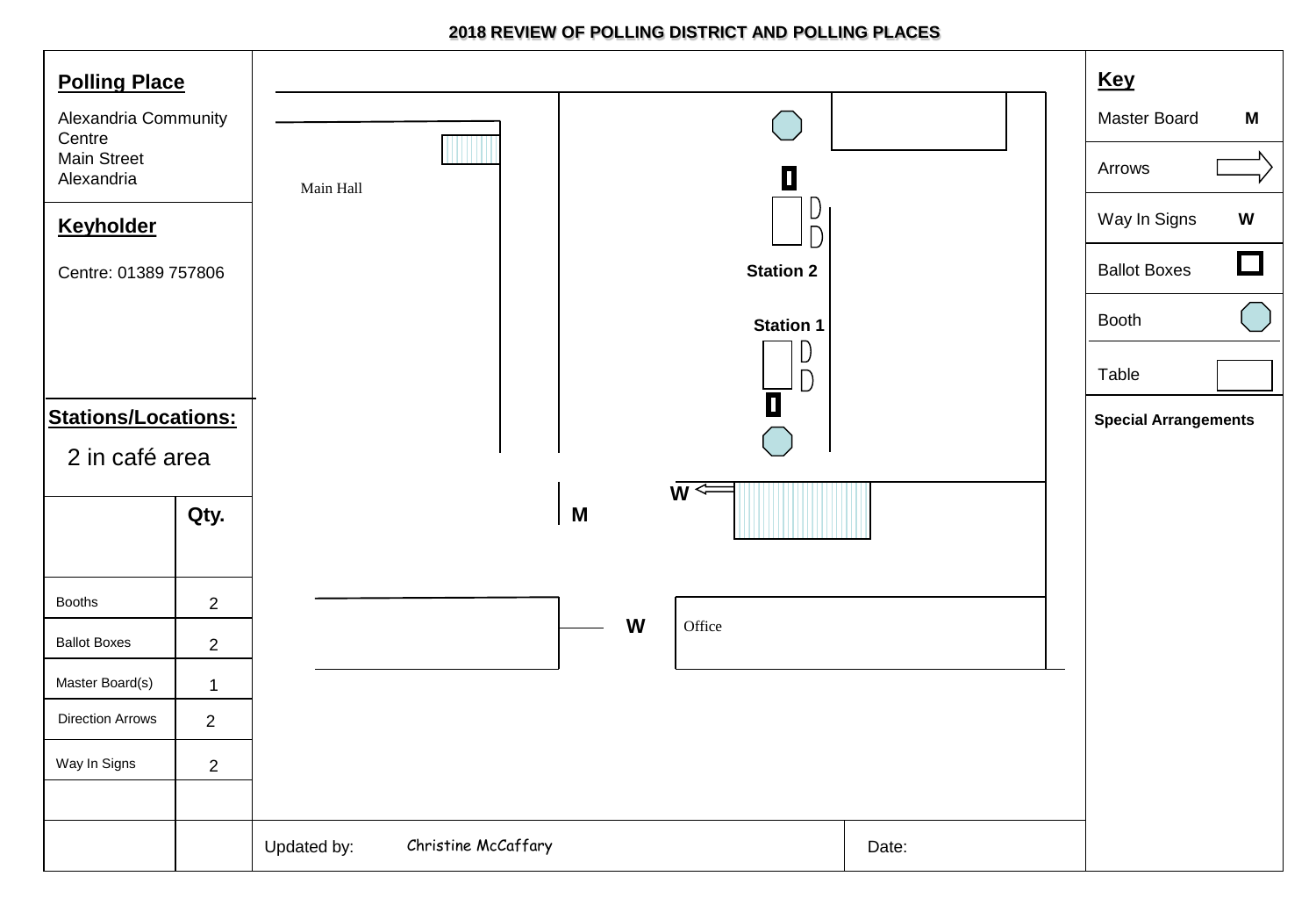## 2018 REVIEW OF POLLING DISTRICT AND POLLING PLACES

**Polling Place**

Alexandria Community Centre
Main Street
Alexandria

**Keyholder**

Centre: 01389 757806

**Stations/Locations:**

2 in café area

| | Qty. |
|---|---|
| Booths | 2 |
| Ballot Boxes | 2 |
| Master Board(s) | 1 |
| Direction Arrows | 2 |
| Way In Signs | 2 |

Main Hall

Station 2

Station 1

W

M

W

Office

**Key**

| | |
|---|---|
| Master Board | M |
| Arrows | |
| Way In Signs | W |
| Ballot Boxes | |
| Booth | |
| Table | |

**Special Arrangements**

Updated by: Christine McCaffary

Date: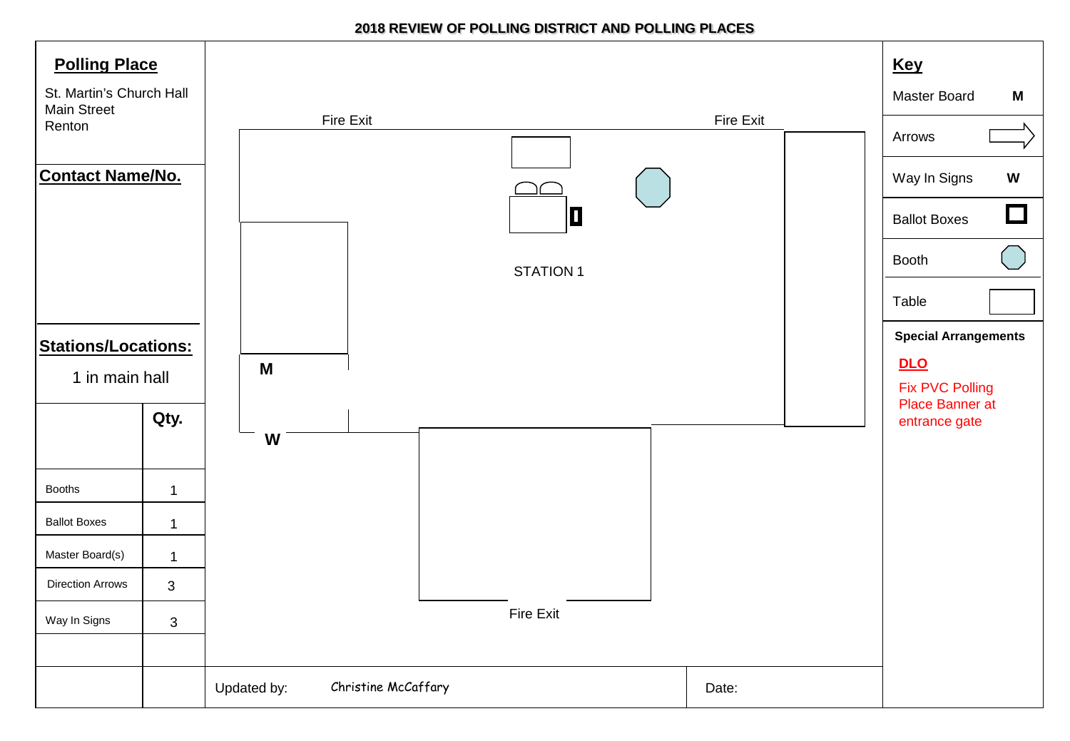## 2018 REVIEW OF POLLING DISTRICT AND POLLING PLACES

### Polling Place

St. Martin's Church Hall
Main Street
Renton

### Contact Name/No.

### Stations/Locations:

1 in main hall

| | Qty. |
|---|---|
| Booths | 1 |
| Ballot Boxes | 1 |
| Master Board(s) | 1 |
| Direction Arrows | 3 |
| Way In Signs | 3 |

Fire Exit

Fire Exit

STATION 1

M

W

Fire Exit

Updated by: Christine McCaffary

Date:

### Key

| | |
|---|---|
| Master Board | M |
| Arrows | |
| Way In Signs | W |
| Ballot Boxes | |
| Booth | |
| Table | |

**Special Arrangements**

**DLO**

Fix PVC Polling Place Banner at entrance gate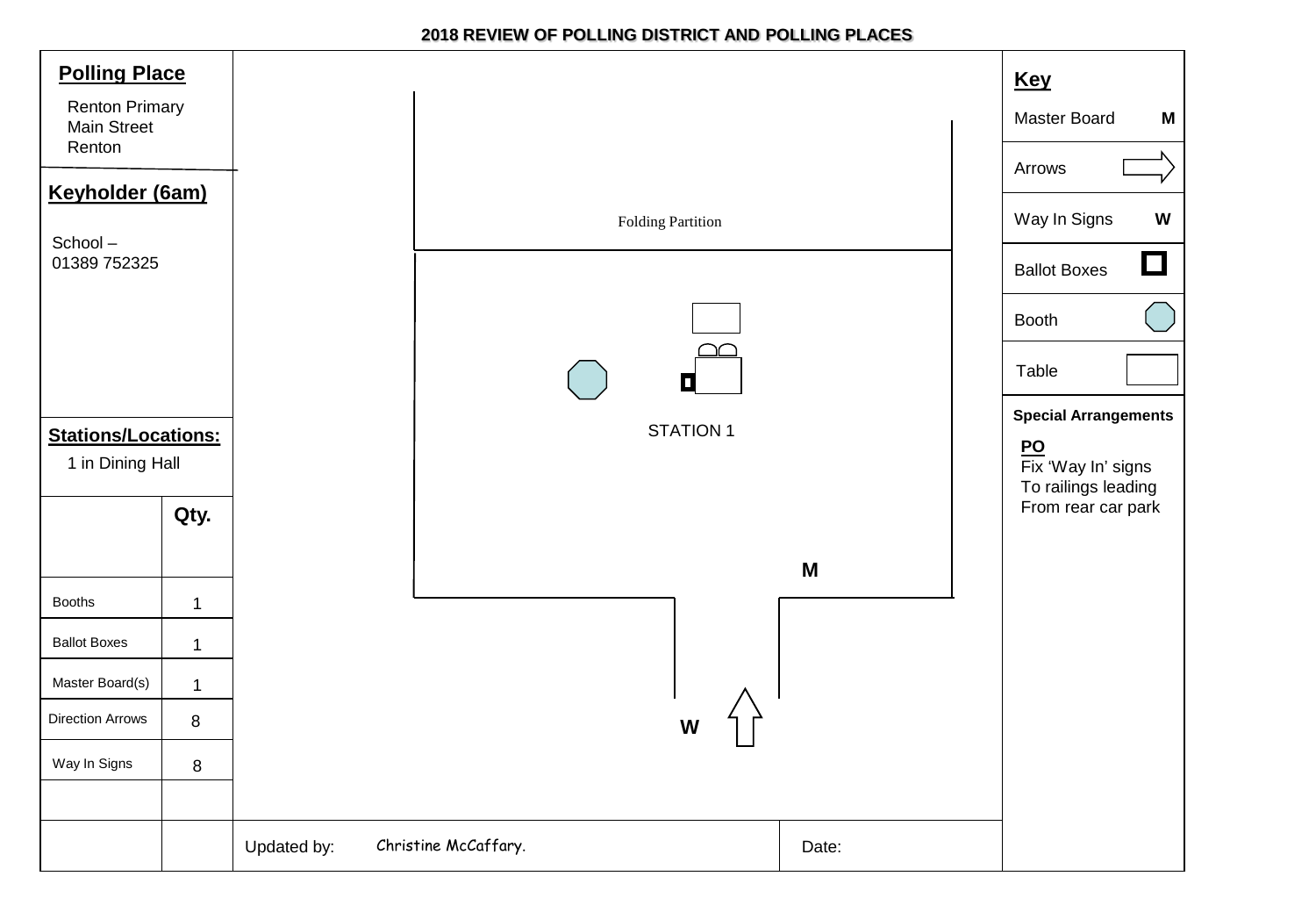**2018 REVIEW OF POLLING DISTRICT AND POLLING PLACES**

## Polling Place

Renton Primary
Main Street
Renton

## Keyholder (6am)

School –
01389 752325

## Stations/Locations:

1 in Dining Hall

| | Qty. |
|---|---|
| Booths | 1 |
| Ballot Boxes | 1 |
| Master Board(s) | 1 |
| Direction Arrows | 8 |
| Way In Signs | 8 |

Folding Partition

STATION 1

M

W

Updated by: Christine McCaffary.

Date:

## Key

| | |
|---|---|
| Master Board | M |
| Arrows | |
| Way In Signs | W |
| Ballot Boxes | |
| Booth | |
| Table | |

**Special Arrangements**

**PO**
Fix 'Way In' signs
To railings leading
From rear car park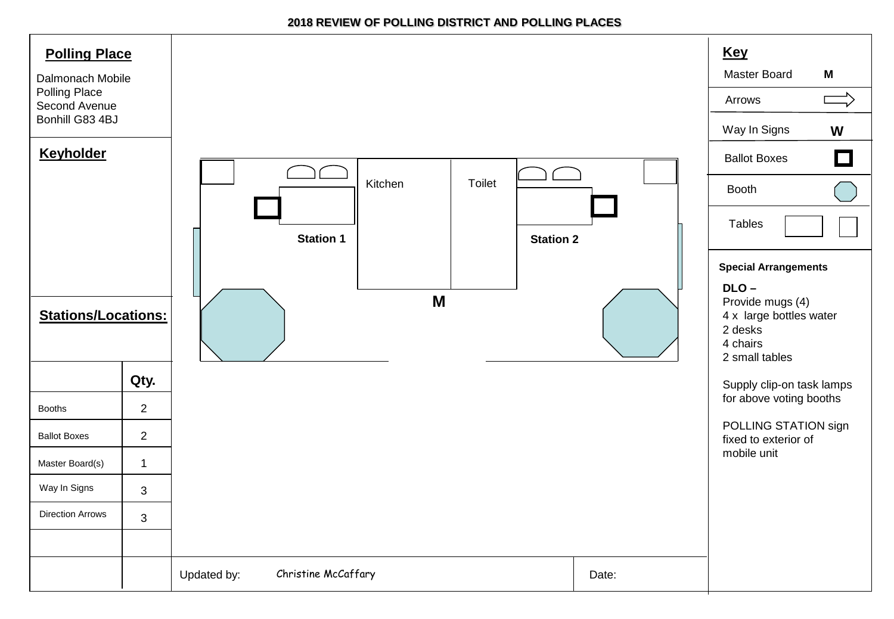## 2018 REVIEW OF POLLING DISTRICT AND POLLING PLACES

### Polling Place

Dalmonach Mobile Polling Place
Second Avenue
Bonhill G83 4BJ

### Keyholder

### Stations/Locations:

| | Qty. |
|---|---|
| Booths | 2 |
| Ballot Boxes | 2 |
| Master Board(s) | 1 |
| Way In Signs | 3 |
| Direction Arrows | 3 |

Kitchen

Toilet

Station 1

Station 2

M

Updated by: Christine McCaffary

Date:

### Key

| | |
|---|---|
| Master Board | M |
| Arrows | |
| Way In Signs | W |
| Ballot Boxes | |
| Booth | |
| Tables | |

**Special Arrangements**

**DLO –**
Provide mugs (4)
4 x large bottles water
2 desks
4 chairs
2 small tables

Supply clip-on task lamps for above voting booths

POLLING STATION sign fixed to exterior of mobile unit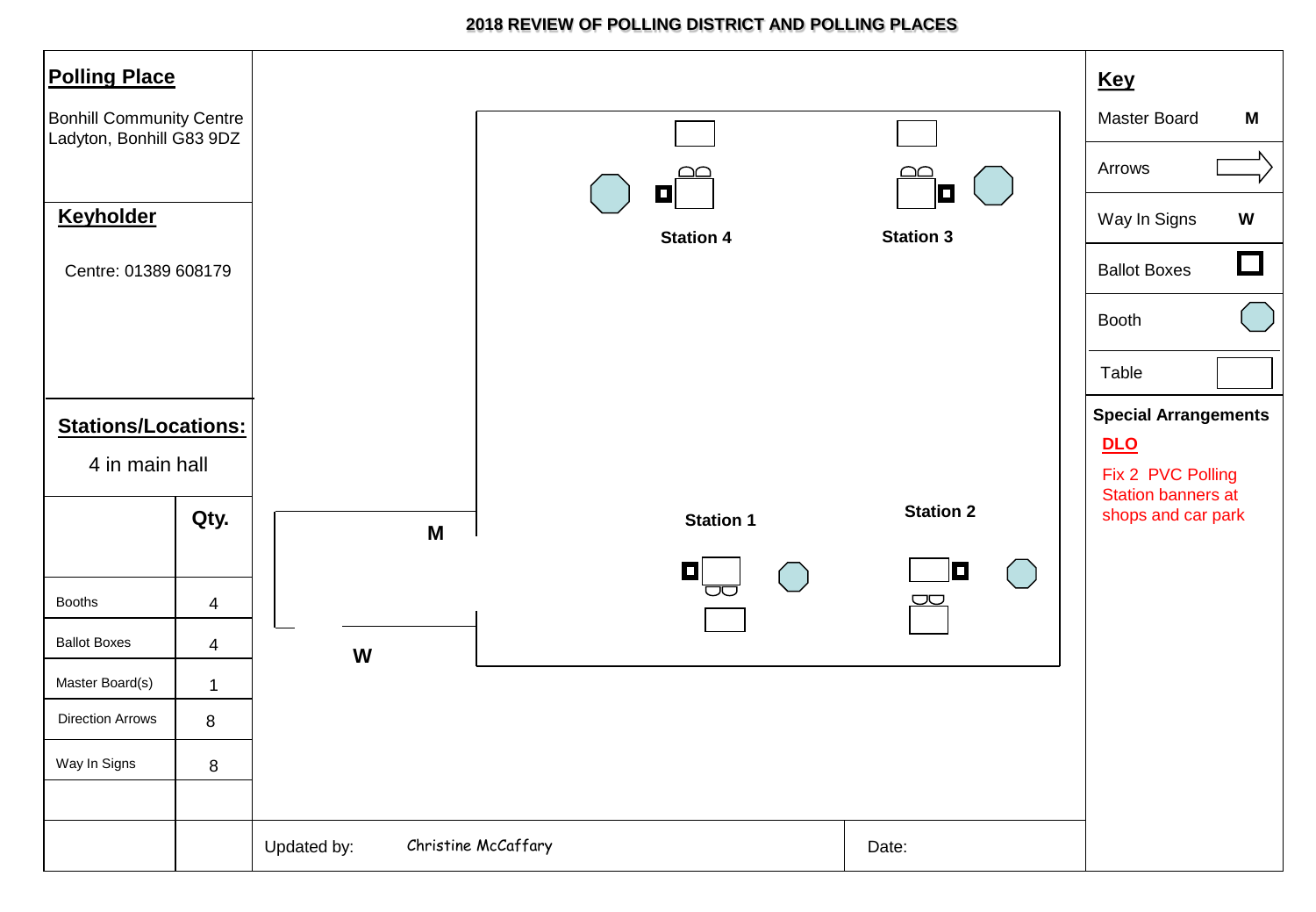# 2018 REVIEW OF POLLING DISTRICT AND POLLING PLACES

## Polling Place

Bonhill Community Centre
Ladyton, Bonhill G83 9DZ

## Keyholder

Centre: 01389 608179

## Stations/Locations:

4 in main hall

| | Qty. |
|---|---|
| Booths | 4 |
| Ballot Boxes | 4 |
| Master Board(s) | 1 |
| Direction Arrows | 8 |
| Way In Signs | 8 |

Station 4

Station 3

Station 1

Station 2

M

W

## Key

| | |
|---|---|
| Master Board | M |
| Arrows | |
| Way In Signs | W |
| Ballot Boxes | |
| Booth | |
| Table | |

**Special Arrangements**

**DLO**

Fix 2 PVC Polling Station banners at shops and car park

Updated by: Christine McCaffary

Date: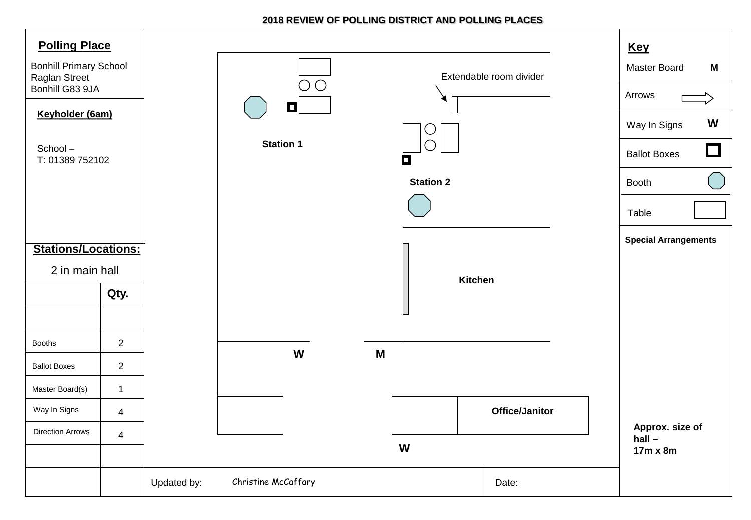**2018 REVIEW OF POLLING DISTRICT AND POLLING PLACES**

## Polling Place

Bonhill Primary School
Raglan Street
Bonhill G83 9JA

**Keyholder (6am)**

School –
T: 01389 752102

**Stations/Locations:**

2 in main hall

| | Qty. |
|---|---|
| | |
| Booths | 2 |
| Ballot Boxes | 2 |
| Master Board(s) | 1 |
| Way In Signs | 4 |
| Direction Arrows | 4 |
| | |

Extendable room divider

**Station 1**

**Station 2**

**Kitchen**

W

M

**Office/Janitor**

W

## Key

| | |
|---|---|
| Master Board | M |
| Arrows | |
| Way In Signs | W |
| Ballot Boxes | |
| Booth | |
| Table | |

**Special Arrangements**

**Approx. size of hall – 17m x 8m**

Updated by: Christine McCaffary

Date: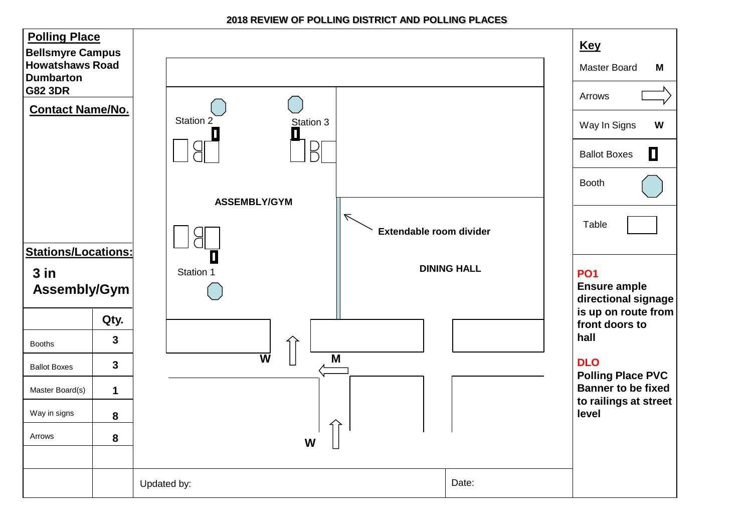# 2018 REVIEW OF POLLING DISTRICT AND POLLING PLACES

**Polling Place**

**Bellsmyre Campus**
**Howatshaws Road**
**Dumbarton**
**G82 3DR**

**Contact Name/No.**

**Stations/Locations:**

**3 in Assembly/Gym**

| | Qty. |
|---|---|
| Booths | 3 |
| Ballot Boxes | 3 |
| Master Board(s) | 1 |
| Way in signs | 8 |
| Arrows | 8 |
| | |
| | |

Station 2

Station 3

ASSEMBLY/GYM

Extendable room divider

Station 1

DINING HALL

W

M

W

Updated by:

Date:

**Key**

| | |
|---|---|
| Master Board | M |
| Arrows | |
| Way In Signs | W |
| Ballot Boxes | |
| Booth | |
| Table | |

**PO1**
**Ensure ample directional signage is up on route from front doors to hall**

**DLO**
**Polling Place PVC Banner to be fixed to railings at street level**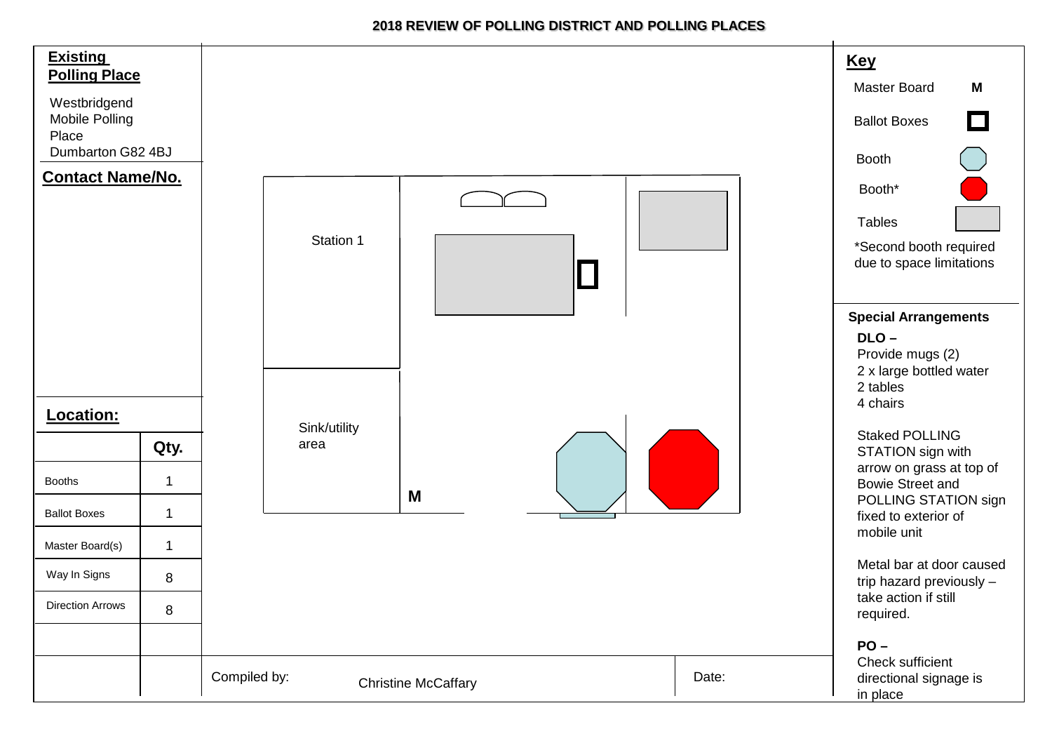# 2018 REVIEW OF POLLING DISTRICT AND POLLING PLACES

**Existing Polling Place**

Westbridgend Mobile Polling Place
Dumbarton G82 4BJ

**Contact Name/No.**

**Location:**

| | Qty. |
|---|---|
| Booths | 1 |
| Ballot Boxes | 1 |
| Master Board(s) | 1 |
| Way In Signs | 8 |
| Direction Arrows | 8 |

Station 1

Sink/utility area

M

Compiled by: Christine McCaffary

Date:

## Key

- Master Board — M
- Ballot Boxes
- Booth
- Booth*
- Tables

*Second booth required due to space limitations

## Special Arrangements

**DLO –**

Provide mugs (2)
2 x large bottled water
2 tables
4 chairs

Staked POLLING STATION sign with arrow on grass at top of Bowie Street and POLLING STATION sign fixed to exterior of mobile unit

Metal bar at door caused trip hazard previously – take action if still required.

**PO –**

Check sufficient directional signage is in place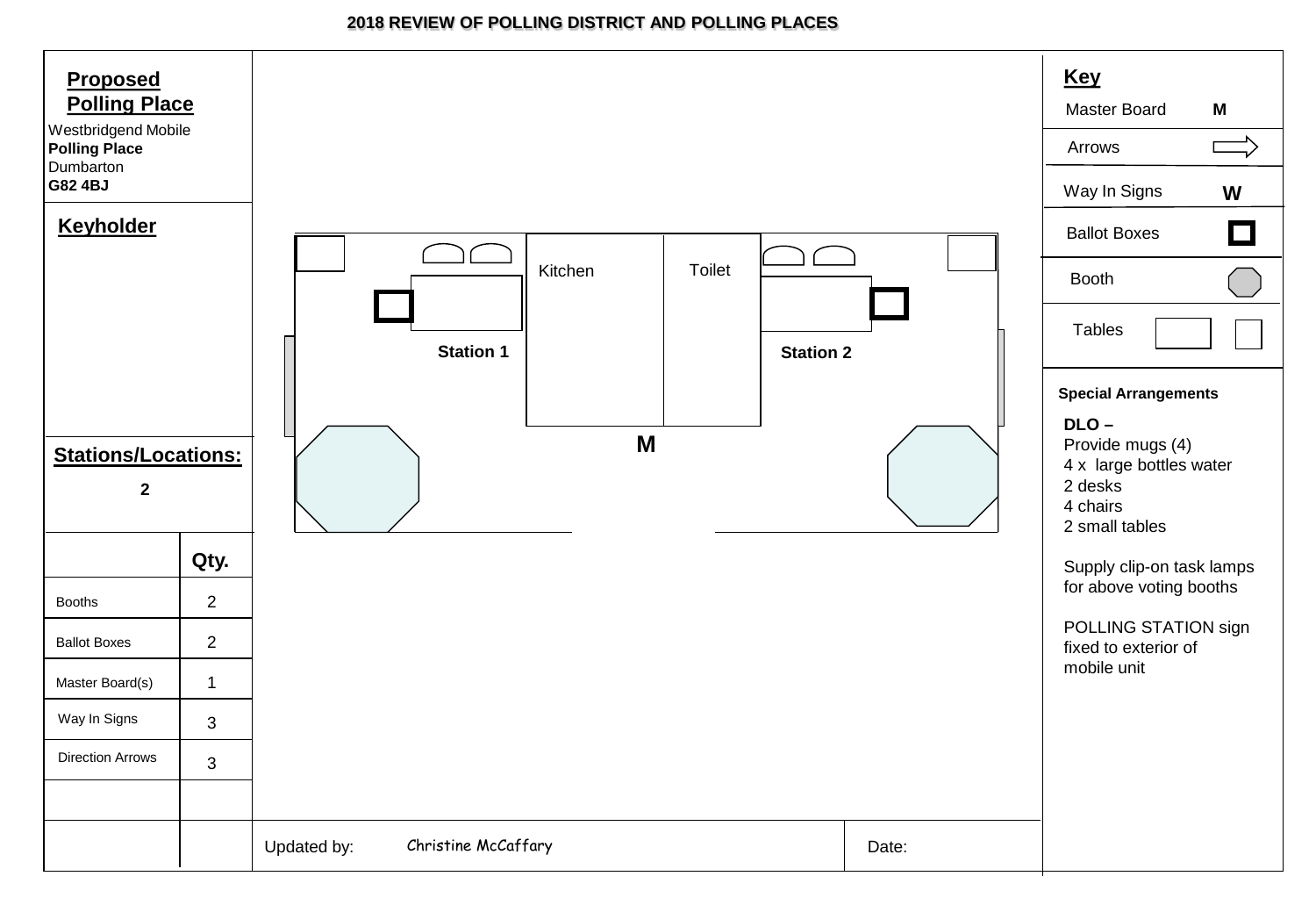# 2018 REVIEW OF POLLING DISTRICT AND POLLING PLACES

## Proposed Polling Place

Westbridgend Mobile
**Polling Place**
Dumbarton
**G82 4BJ**

## Keyholder

## Stations/Locations:

**2**

| | Qty. |
|---|---|
| Booths | 2 |
| Ballot Boxes | 2 |
| Master Board(s) | 1 |
| Way In Signs | 3 |
| Direction Arrows | 3 |

Kitchen

Toilet

**Station 1**

**Station 2**

**M**

Updated by: Christine McCaffary

Date:

## Key

| | |
|---|---|
| Master Board | **M** |
| Arrows | |
| Way In Signs | **W** |
| Ballot Boxes | |
| Booth | |
| Tables | |

**Special Arrangements**

**DLO –**
Provide mugs (4)
4 x large bottles water
2 desks
4 chairs
2 small tables

Supply clip-on task lamps for above voting booths

POLLING STATION sign fixed to exterior of mobile unit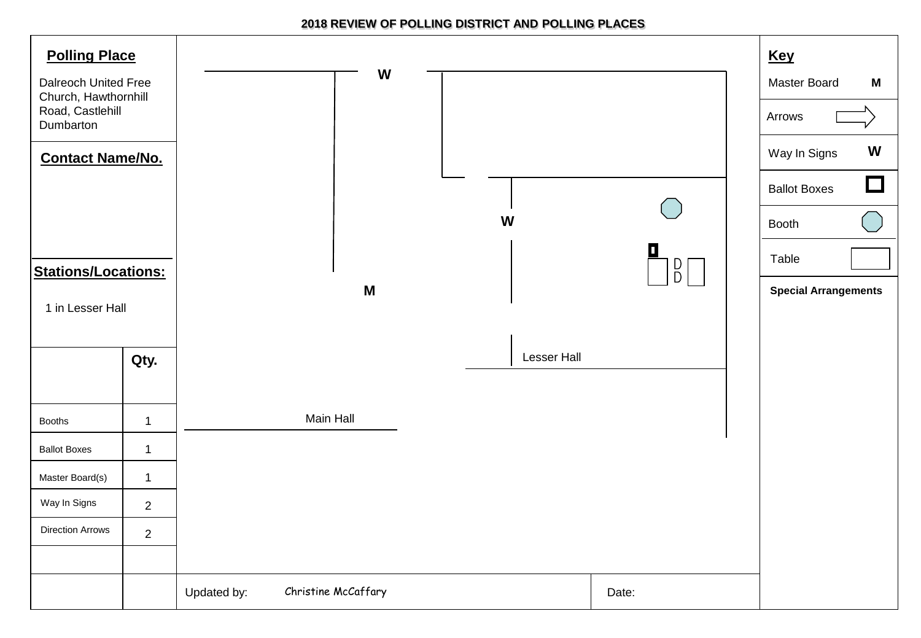# 2018 REVIEW OF POLLING DISTRICT AND POLLING PLACES

## Polling Place

Dalreoch United Free Church, Hawthornhill Road, Castlehill Dumbarton

## Contact Name/No.

## Stations/Locations:

1 in Lesser Hall

| | Qty. |
|---|---|
| Booths | 1 |
| Ballot Boxes | 1 |
| Master Board(s) | 1 |
| Way In Signs | 2 |
| Direction Arrows | 2 |

W

W

M

Lesser Hall

Main Hall

## Key

| | |
|---|---|
| Master Board | M |
| Arrows | |
| Way In Signs | W |
| Ballot Boxes | |
| Booth | |
| Table | |

**Special Arrangements**

Updated by: Christine McCaffary

Date: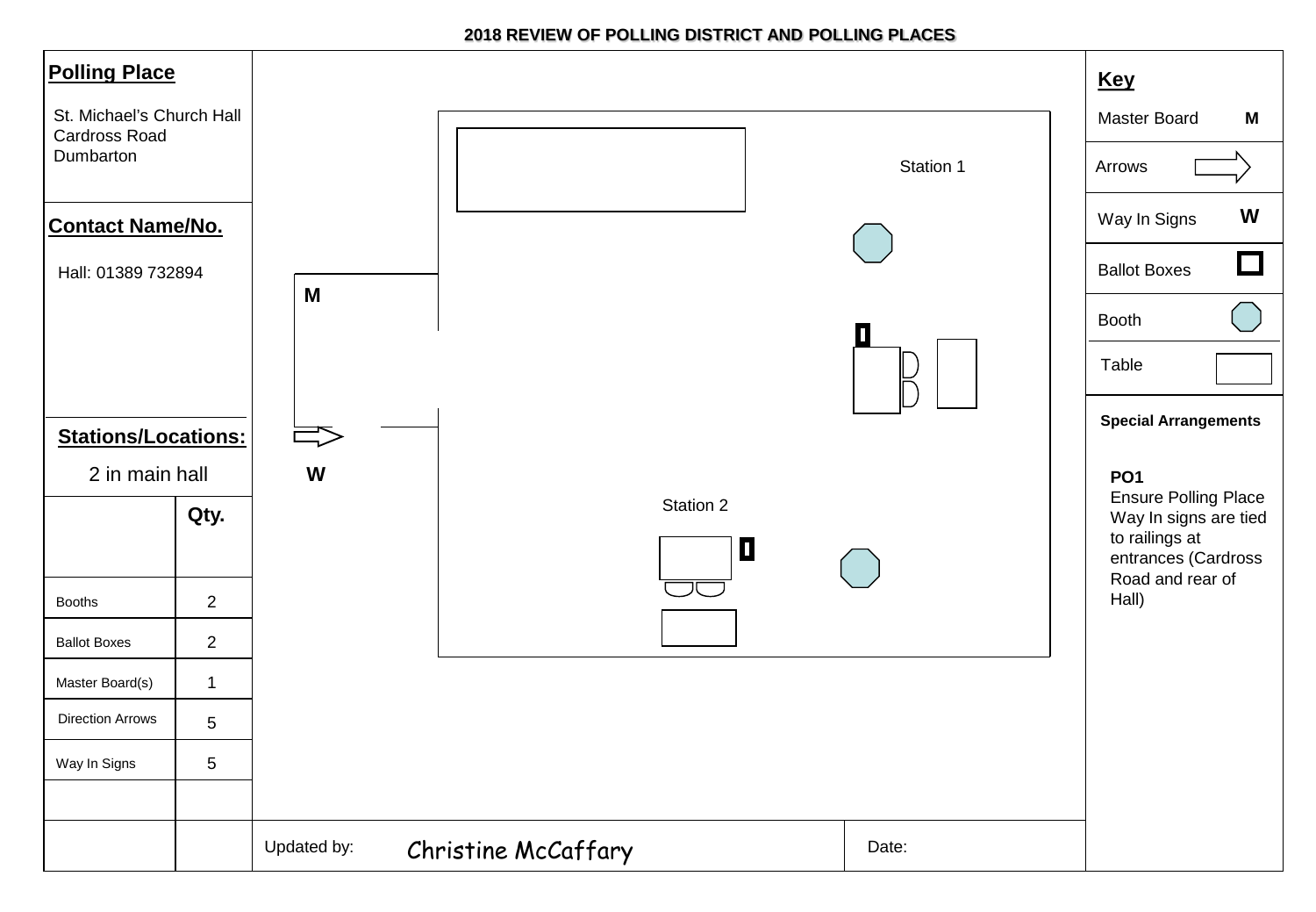# 2018 REVIEW OF POLLING DISTRICT AND POLLING PLACES

## Polling Place

St. Michael's Church Hall
Cardross Road
Dumbarton

## Contact Name/No.

Hall: 01389 732894

## Stations/Locations:

2 in main hall

| | Qty. |
|---|---|
| Booths | 2 |
| Ballot Boxes | 2 |
| Master Board(s) | 1 |
| Direction Arrows | 5 |
| Way In Signs | 5 |

M

W

Station 1

Station 2

## Key

| | |
|---|---|
| Master Board | M |
| Arrows | |
| Way In Signs | W |
| Ballot Boxes | |
| Booth | |
| Table | |

**Special Arrangements**

**PO1**
Ensure Polling Place Way In signs are tied to railings at entrances (Cardross Road and rear of Hall)

Updated by: Christine McCaffary

Date: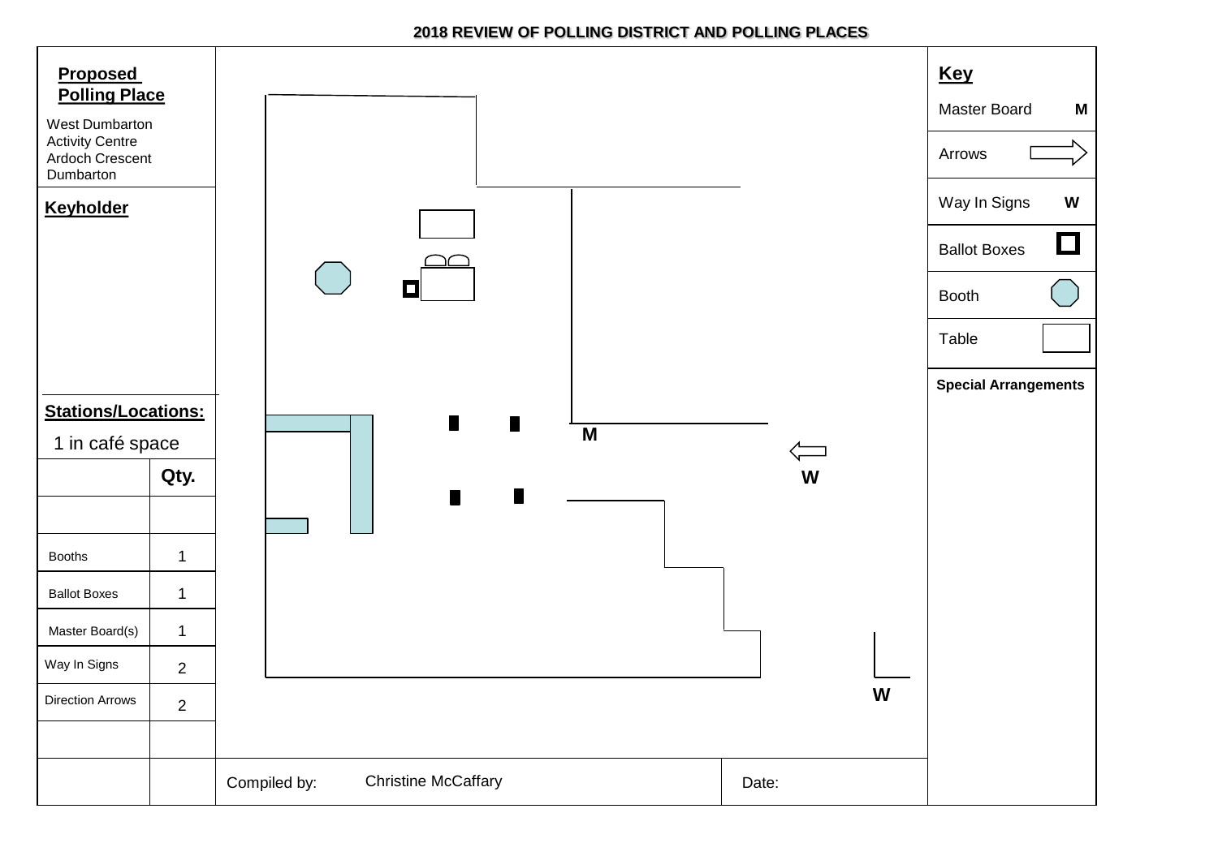# 2018 REVIEW OF POLLING DISTRICT AND POLLING PLACES

**Proposed Polling Place**

West Dumbarton Activity Centre
Ardoch Crescent
Dumbarton

**Keyholder**

**Stations/Locations:**

1 in café space

| | Qty. |
|---|---|
| | |
| Booths | 1 |
| Ballot Boxes | 1 |
| Master Board(s) | 1 |
| Way In Signs | 2 |
| Direction Arrows | 2 |
| | |
| | |

M

W

W

Compiled by: Christine McCaffary

Date:

**Key**

| | |
|---|---|
| Master Board | M |
| Arrows | |
| Way In Signs | W |
| Ballot Boxes | |
| Booth | |
| Table | |

**Special Arrangements**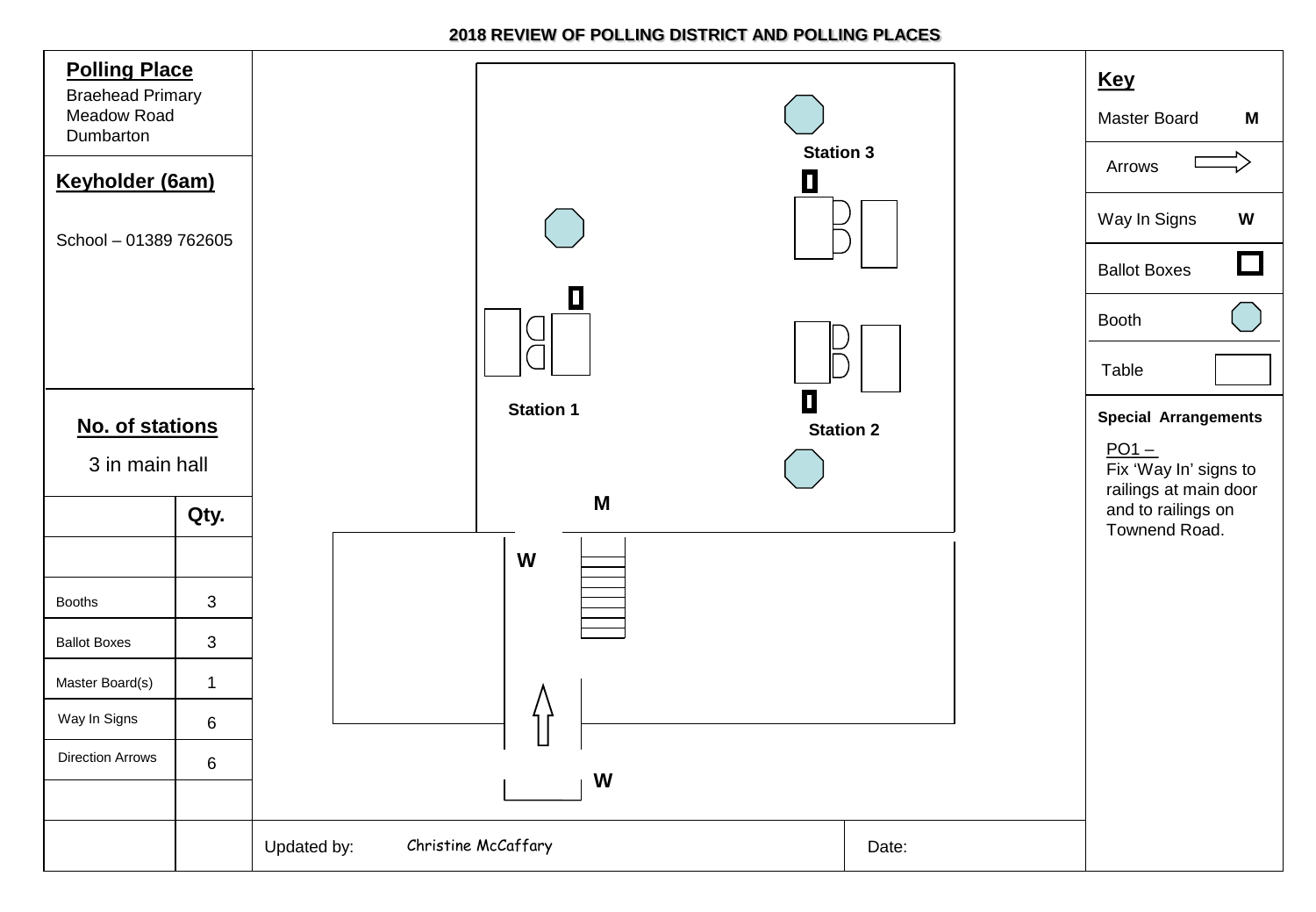# 2018 REVIEW OF POLLING DISTRICT AND POLLING PLACES

## Polling Place

Braehead Primary
Meadow Road
Dumbarton

## Keyholder (6am)

School – 01389 762605

## No. of stations

3 in main hall

| | Qty. |
|---|---|
| | |
| Booths | 3 |
| Ballot Boxes | 3 |
| Master Board(s) | 1 |
| Way In Signs | 6 |
| Direction Arrows | 6 |
| | |

Station 3

Station 1

Station 2

M

W

W

## Key

| | |
|---|---|
| Master Board | M |
| Arrows | |
| Way In Signs | W |
| Ballot Boxes | |
| Booth | |
| Table | |

**Special Arrangements**

PO1 –
Fix 'Way In' signs to railings at main door and to railings on Townend Road.

Updated by: Christine McCaffary

Date: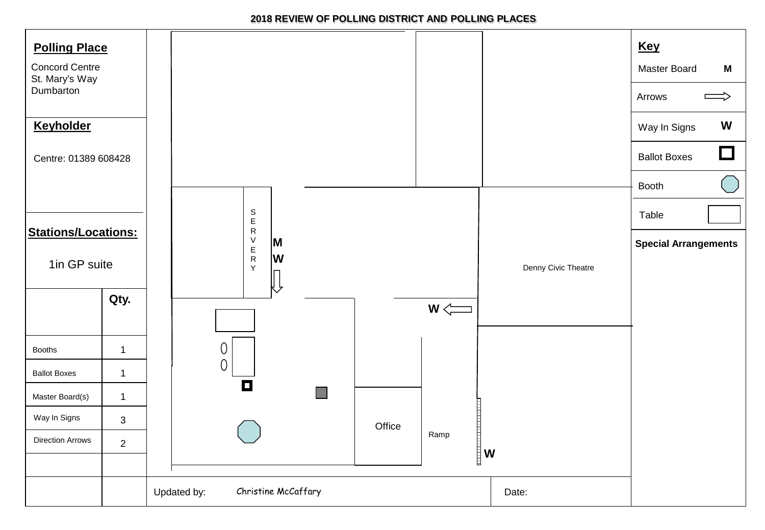**2018 REVIEW OF POLLING DISTRICT AND POLLING PLACES**

**Polling Place**

Concord Centre
St. Mary's Way
Dumbarton

**Keyholder**

Centre: 01389 608428

**Stations/Locations:**

1in GP suite

| | Qty. |
|---|---|
| Booths | 1 |
| Ballot Boxes | 1 |
| Master Board(s) | 1 |
| Way In Signs | 3 |
| Direction Arrows | 2 |

SERVERY

M

W

W

Office

Ramp

W

Denny Civic Theatre

**Key**

| | |
|---|---|
| Master Board | M |
| Arrows | ⇨ |
| Way In Signs | W |
| Ballot Boxes | |
| Booth | |
| Table | |

**Special Arrangements**

Updated by: Christine McCaffary

Date: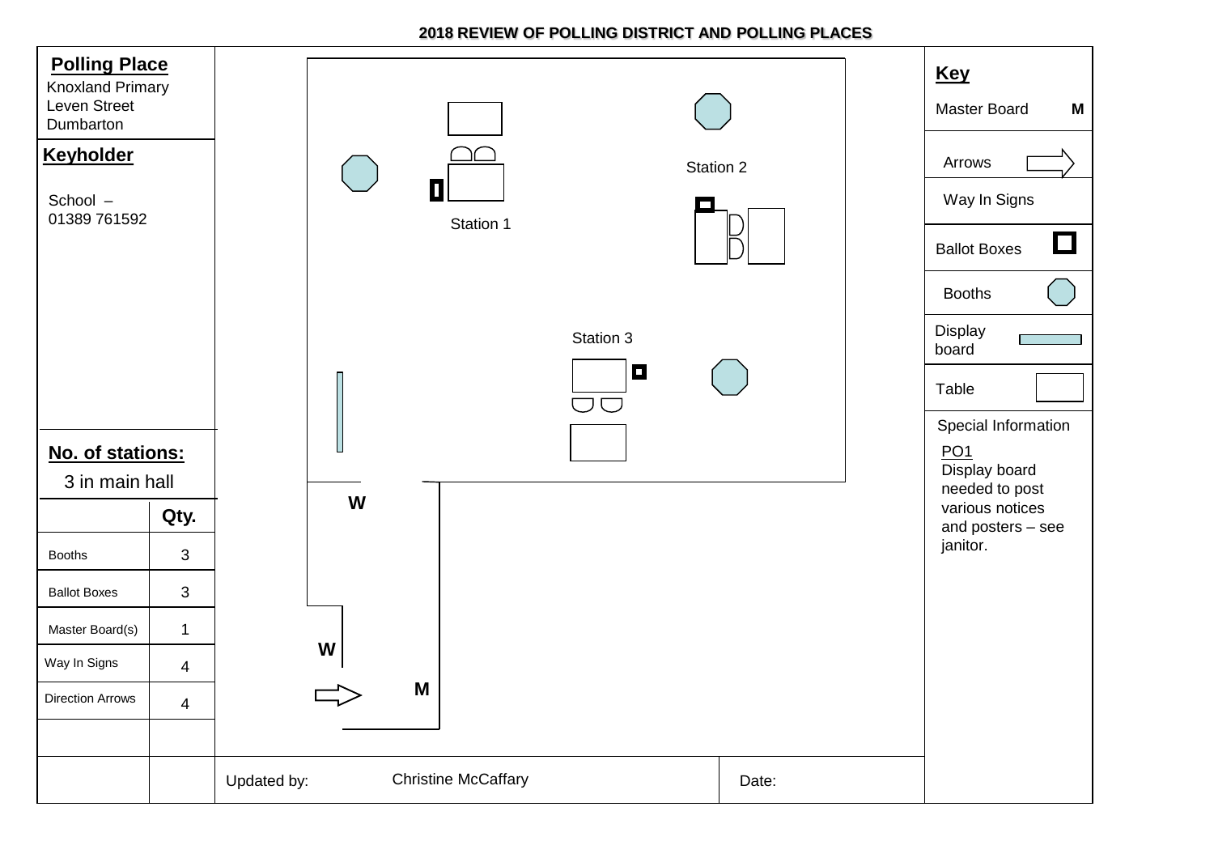# 2018 REVIEW OF POLLING DISTRICT AND POLLING PLACES

**Polling Place**

Knoxland Primary
Leven Street
Dumbarton

**Keyholder**

School –
01389 761592

**No. of stations:**

3 in main hall

| | Qty. |
|---|---|
| Booths | 3 |
| Ballot Boxes | 3 |
| Master Board(s) | 1 |
| Way In Signs | 4 |
| Direction Arrows | 4 |

Station 1

Station 2

Station 3

W

W

M

**Key**

| | |
|---|---|
| Master Board | M |
| Arrows | |
| Way In Signs | |
| Ballot Boxes | |
| Booths | |
| Display board | |
| Table | |

Special Information

PO1
Display board needed to post various notices and posters – see janitor.

Updated by: Christine McCaffary

Date: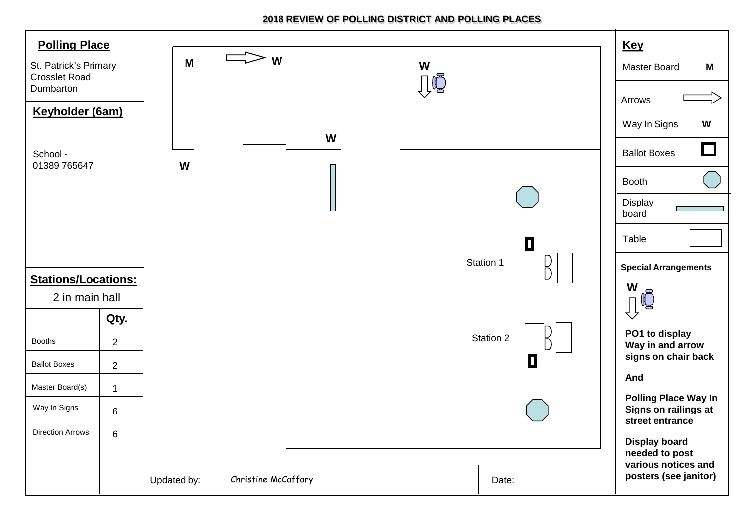## 2018 REVIEW OF POLLING DISTRICT AND POLLING PLACES

**Polling Place**

St. Patrick's Primary
Crosslet Road
Dumbarton

**Keyholder (6am)**

School -
01389 765647

**Stations/Locations:**

2 in main hall

| | Qty. |
|---|---|
| Booths | 2 |
| Ballot Boxes | 2 |
| Master Board(s) | 1 |
| Way In Signs | 6 |
| Direction Arrows | 6 |

M W W W W

Station 1

Station 2

Updated by: Christine McCaffary

Date:

**Key**

| | |
|---|---|
| Master Board | M |
| Arrows | |
| Way In Signs | W |
| Ballot Boxes | |
| Booth | |
| Display board | |
| Table | |

**Special Arrangements**

W

**PO1 to display Way in and arrow signs on chair back**

**And**

**Polling Place Way In Signs on railings at street entrance**

**Display board needed to post various notices and posters (see janitor)**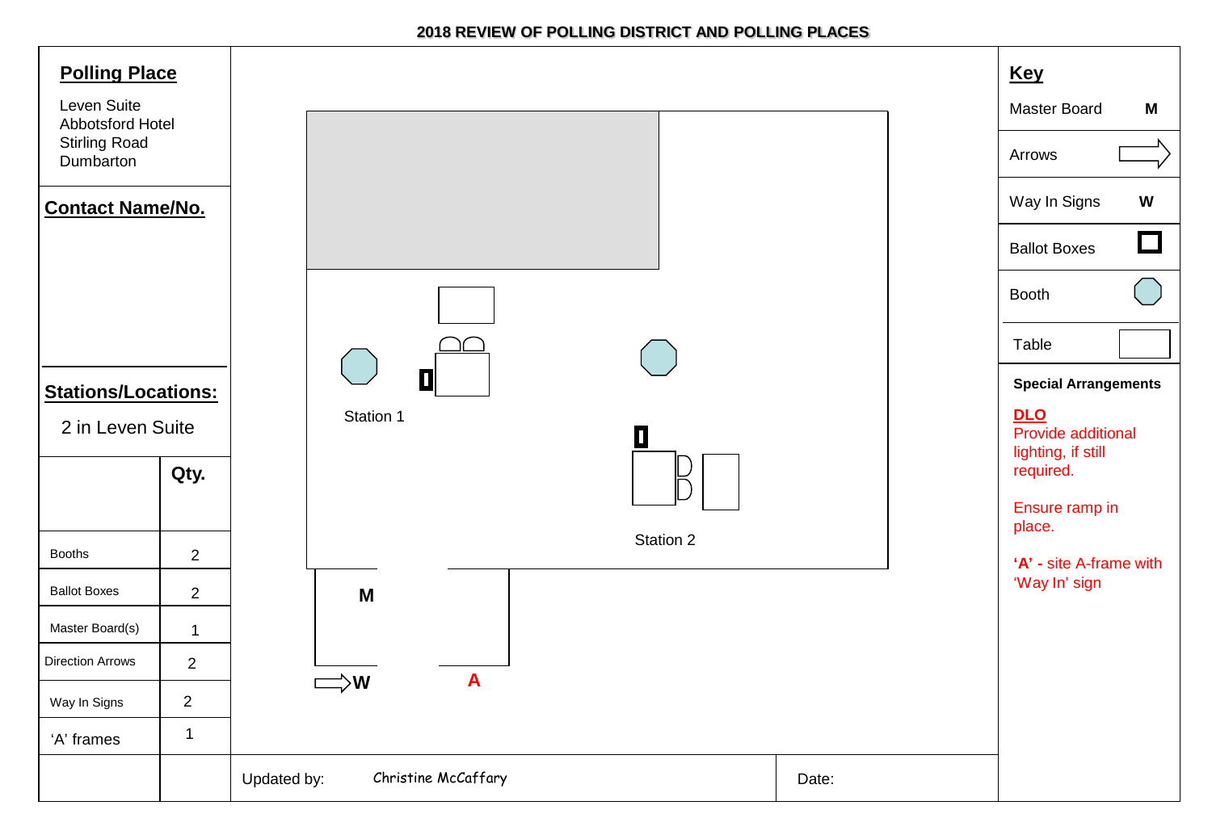# 2018 REVIEW OF POLLING DISTRICT AND POLLING PLACES

## Polling Place

Leven Suite
Abbotsford Hotel
Stirling Road
Dumbarton

## Contact Name/No.

## Stations/Locations:

2 in Leven Suite

| | Qty. |
|---|---|
| Booths | 2 |
| Ballot Boxes | 2 |
| Master Board(s) | 1 |
| Direction Arrows | 2 |
| Way In Signs | 2 |
| 'A' frames | 1 |

Station 1

Station 2

M

W

A

## Key

| | |
|---|---|
| Master Board | M |
| Arrows | |
| Way In Signs | W |
| Ballot Boxes | |
| Booth | |
| Table | |

**Special Arrangements**

**DLO**
Provide additional lighting, if still required.

Ensure ramp in place.

**'A' -** site A-frame with 'Way In' sign

Updated by: Christine McCaffary

Date: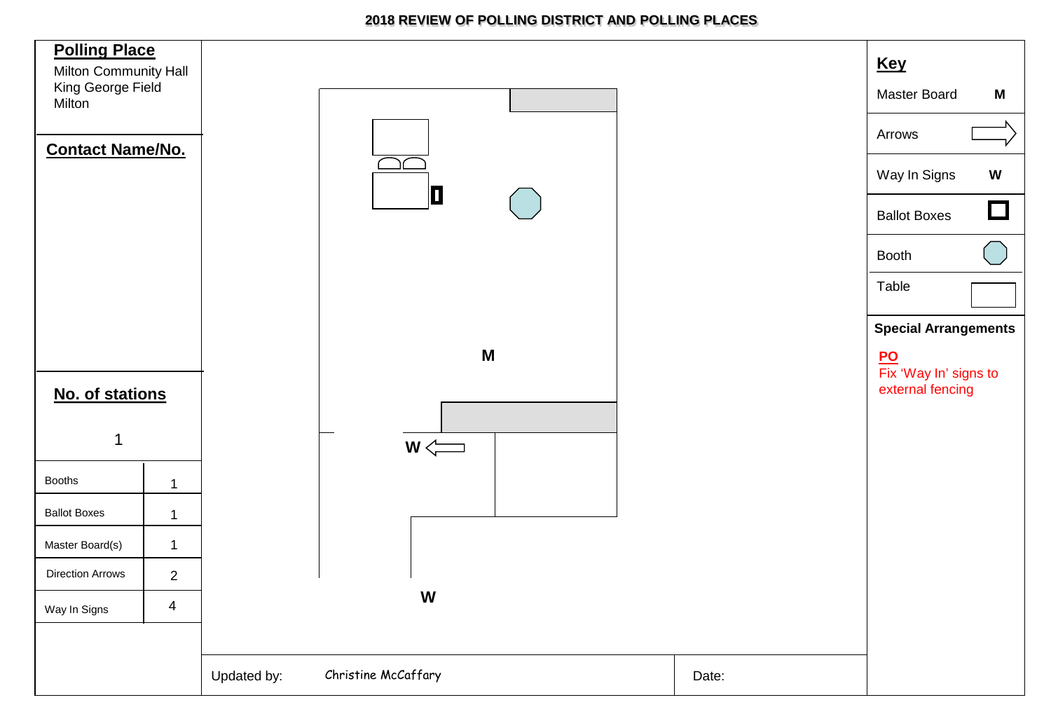# 2018 REVIEW OF POLLING DISTRICT AND POLLING PLACES

**Polling Place**

Milton Community Hall
King George Field
Milton

**Contact Name/No.**

**No. of stations**

1

| Booths | 1 |
|---|---|
| Ballot Boxes | 1 |
| Master Board(s) | 1 |
| Direction Arrows | 2 |
| Way In Signs | 4 |

M

W

W

**Key**

| Master Board | M |
|---|---|
| Arrows | |
| Way In Signs | W |
| Ballot Boxes | |
| Booth | |
| Table | |

**Special Arrangements**

**PO**
Fix 'Way In' signs to external fencing

Updated by: Christine McCaffary

Date: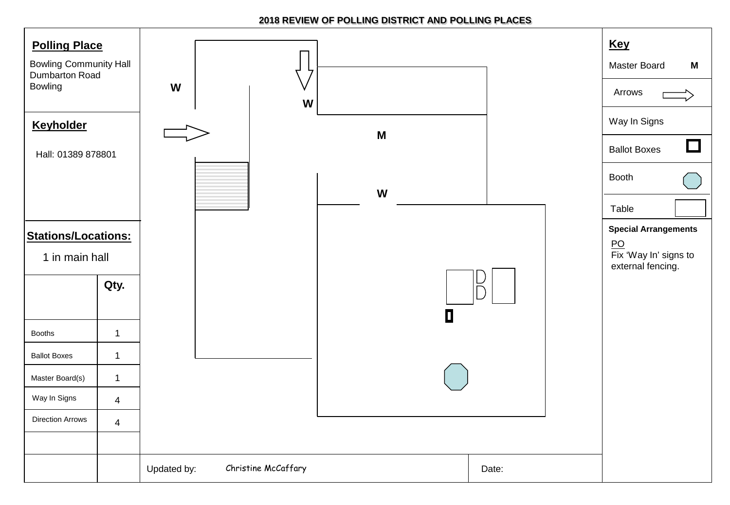**2018 REVIEW OF POLLING DISTRICT AND POLLING PLACES**

## Polling Place

Bowling Community Hall
Dumbarton Road
Bowling

## Keyholder

Hall: 01389 878801

## Stations/Locations:

1 in main hall

| | Qty. |
|---|---|
| Booths | 1 |
| Ballot Boxes | 1 |
| Master Board(s) | 1 |
| Way In Signs | 4 |
| Direction Arrows | 4 |

W

W

M

W

Updated by: Christine McCaffary

Date:

## Key

| | |
|---|---|
| Master Board | M |
| Arrows | |
| Way In Signs | |
| Ballot Boxes | |
| Booth | |
| Table | |

**Special Arrangements**

PO
Fix 'Way In' signs to external fencing.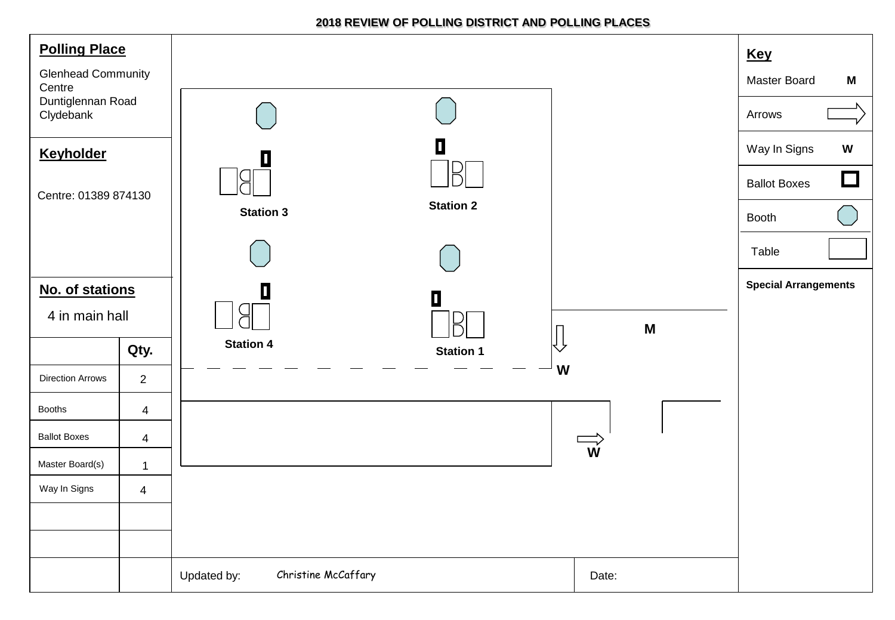# 2018 REVIEW OF POLLING DISTRICT AND POLLING PLACES

## Polling Place

Glenhead Community Centre
Duntiglennan Road
Clydebank

## Keyholder

Centre: 01389 874130

## No. of stations

4 in main hall

| | Qty. |
|---|---|
| Direction Arrows | 2 |
| Booths | 4 |
| Ballot Boxes | 4 |
| Master Board(s) | 1 |
| Way In Signs | 4 |

Station 3

Station 2

Station 4

Station 1

M

W

W

Updated by: Christine McCaffary

Date:

## Key

- Master Board — M
- Arrows
- Way In Signs — W
- Ballot Boxes
- Booth
- Table

**Special Arrangements**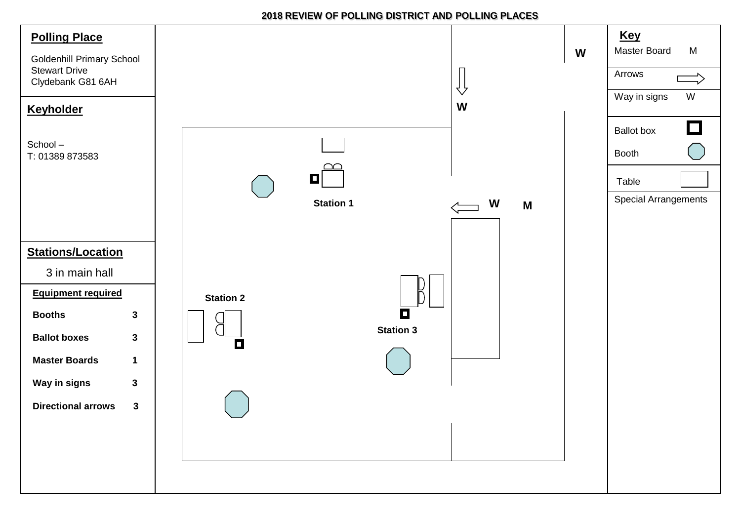# 2018 REVIEW OF POLLING DISTRICT AND POLLING PLACES

## Polling Place

Goldenhill Primary School
Stewart Drive
Clydebank G81 6AH

## Keyholder

School –
T: 01389 873583

## Stations/Location

3 in main hall

**Equipment required**

| Item | Quantity |
|---|---|
| **Booths** | **3** |
| **Ballot boxes** | **3** |
| **Master Boards** | **1** |
| **Way in signs** | **3** |
| **Directional arrows** | **3** |

W

W

**Station 1**

W M

**Station 2**

**Station 3**

## Key

| Item | Symbol |
|---|---|
| Master Board | M |
| Arrows | ⇨ |
| Way in signs | W |
| Ballot box | ▣ |
| Booth | ⬡ |
| Table | ▭ |
| Special Arrangements | |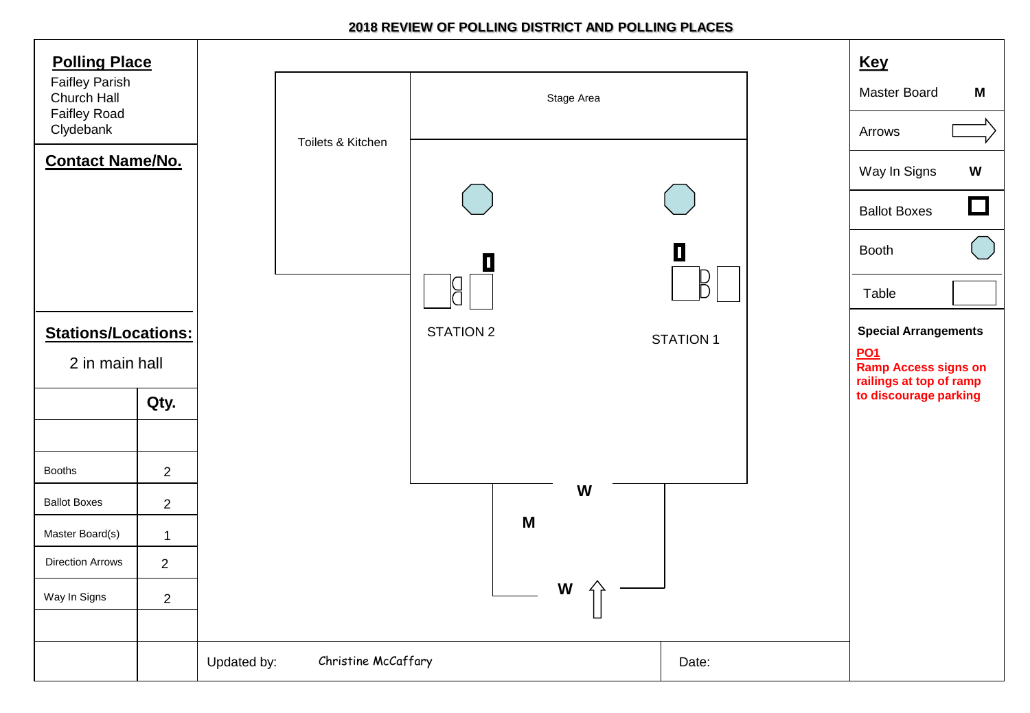# 2018 REVIEW OF POLLING DISTRICT AND POLLING PLACES

**Polling Place**

Faifley Parish
Church Hall
Faifley Road
Clydebank

**Contact Name/No.**

**Stations/Locations:**

2 in main hall

| | Qty. |
|---|---|
| | |
| Booths | 2 |
| Ballot Boxes | 2 |
| Master Board(s) | 1 |
| Direction Arrows | 2 |
| Way In Signs | 2 |
| | |
| | |

Stage Area

Toilets & Kitchen

STATION 2

STATION 1

W

M

W

**Key**

| | |
|---|---|
| Master Board | M |
| Arrows | |
| Way In Signs | W |
| Ballot Boxes | |
| Booth | |
| Table | |

**Special Arrangements**

**PO1**
**Ramp Access signs on railings at top of ramp to discourage parking**

Updated by: Christine McCaffary

Date: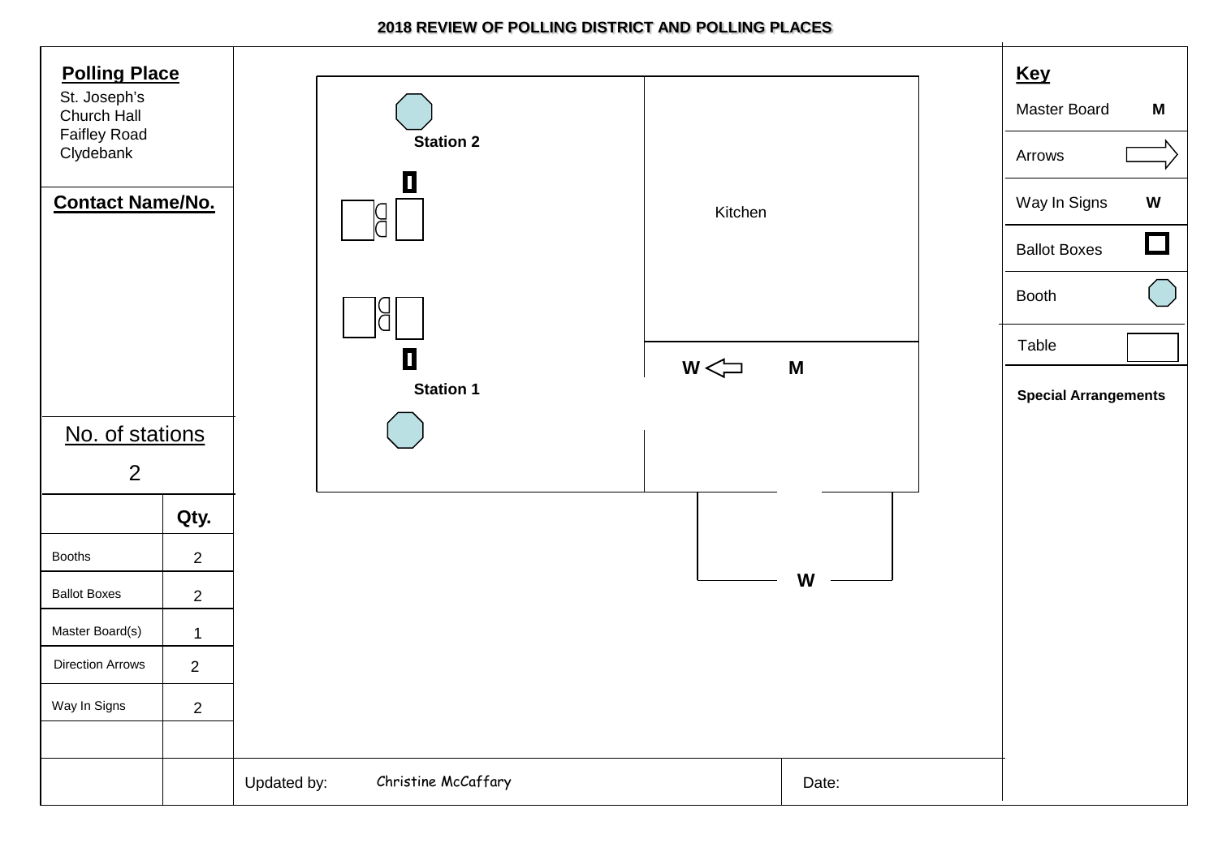# 2018 REVIEW OF POLLING DISTRICT AND POLLING PLACES

**Polling Place**

St. Joseph's
Church Hall
Faifley Road
Clydebank

**Contact Name/No.**

No. of stations

2

| | Qty. |
|---|---|
| Booths | 2 |
| Ballot Boxes | 2 |
| Master Board(s) | 1 |
| Direction Arrows | 2 |
| Way In Signs | 2 |

Station 2

Kitchen

W M

Station 1

W

**Key**

| | |
|---|---|
| Master Board | M |
| Arrows | |
| Way In Signs | W |
| Ballot Boxes | |
| Booth | |
| Table | |

**Special Arrangements**

Updated by: Christine McCaffary

Date: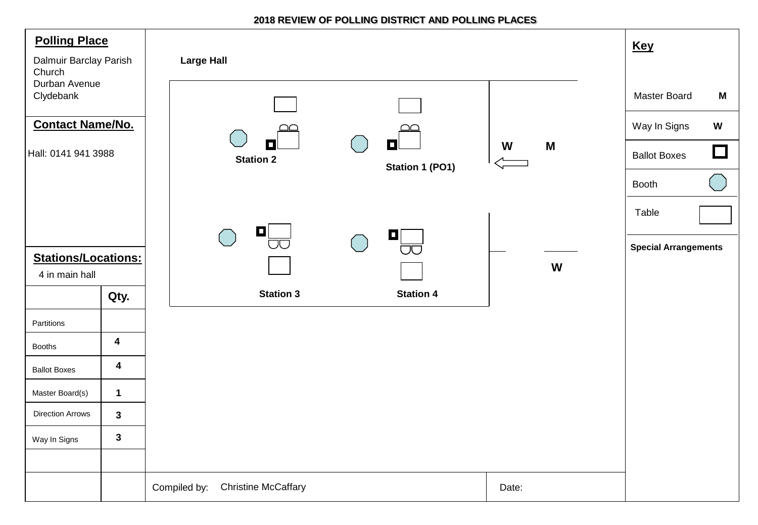## 2018 REVIEW OF POLLING DISTRICT AND POLLING PLACES

**Polling Place**

Dalmuir Barclay Parish Church
Durban Avenue
Clydebank

**Contact Name/No.**

Hall: 0141 941 3988

**Stations/Locations:**

4 in main hall

| | Qty. |
|---|---|
| Partitions | |
| Booths | 4 |
| Ballot Boxes | 4 |
| Master Board(s) | 1 |
| Direction Arrows | 3 |
| Way In Signs | 3 |

**Large Hall**

Station 2

Station 1 (PO1)

Station 3

Station 4

W M

W

**Key**

| | |
|---|---|
| Master Board | M |
| Way In Signs | W |
| Ballot Boxes | |
| Booth | |
| Table | |

**Special Arrangements**

Compiled by: Christine McCaffary

Date: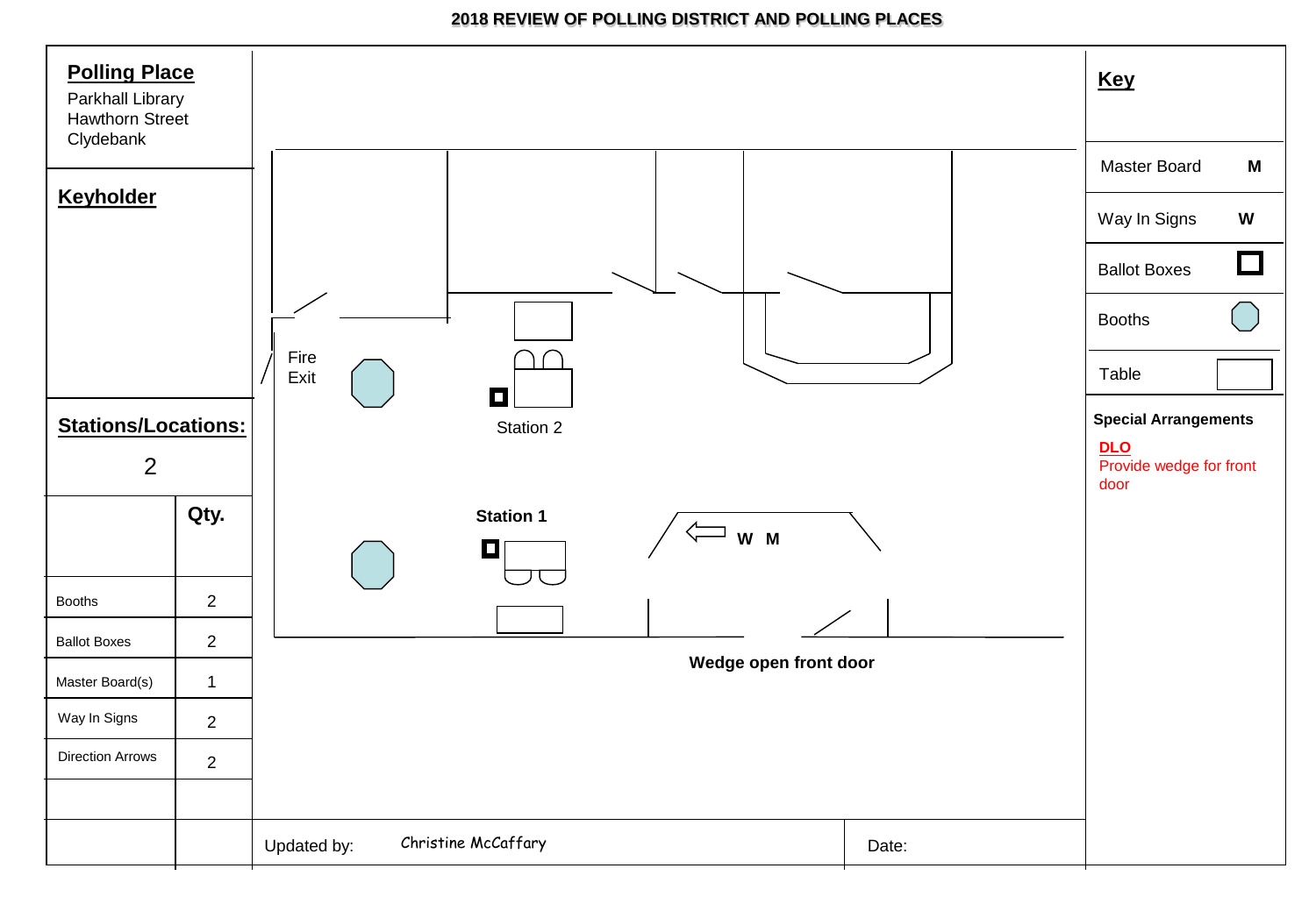# 2018 REVIEW OF POLLING DISTRICT AND POLLING PLACES

## Polling Place

Parkhall Library
Hawthorn Street
Clydebank

## Keyholder

## Stations/Locations:

2

| | Qty. |
|---|---|
| Booths | 2 |
| Ballot Boxes | 2 |
| Master Board(s) | 1 |
| Way In Signs | 2 |
| Direction Arrows | 2 |

Fire Exit

Station 2

Station 1

W M

Wedge open front door

## Key

| | |
|---|---|
| Master Board | M |
| Way In Signs | W |
| Ballot Boxes | |
| Booths | |
| Table | |

**Special Arrangements**

**DLO**
Provide wedge for front door

Updated by: Christine McCaffary

Date: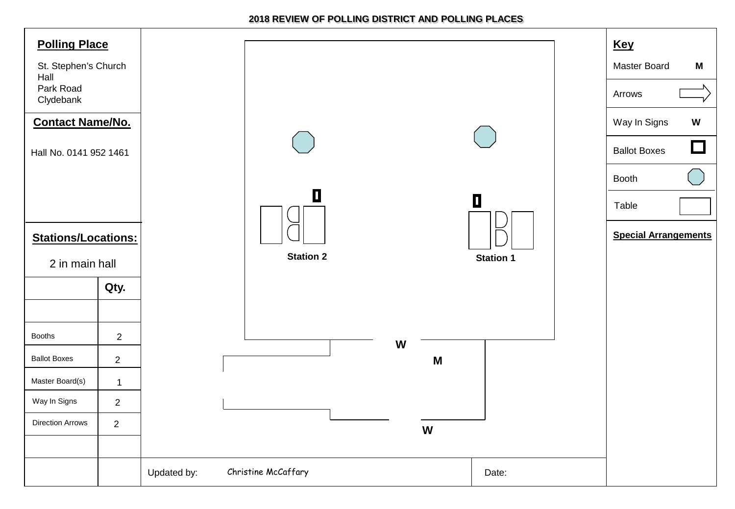# 2018 REVIEW OF POLLING DISTRICT AND POLLING PLACES

## Polling Place

St. Stephen's Church Hall
Park Road
Clydebank

## Contact Name/No.

Hall No. 0141 952 1461

## Stations/Locations:

2 in main hall

| | Qty. |
|---|---|
| | |
| Booths | 2 |
| Ballot Boxes | 2 |
| Master Board(s) | 1 |
| Way In Signs | 2 |
| Direction Arrows | 2 |
| | |

Station 2

Station 1

W

M

W

## Key

| | |
|---|---|
| Master Board | M |
| Arrows | |
| Way In Signs | W |
| Ballot Boxes | |
| Booth | |
| Table | |

**Special Arrangements**

Updated by: Christine McCaffary

Date: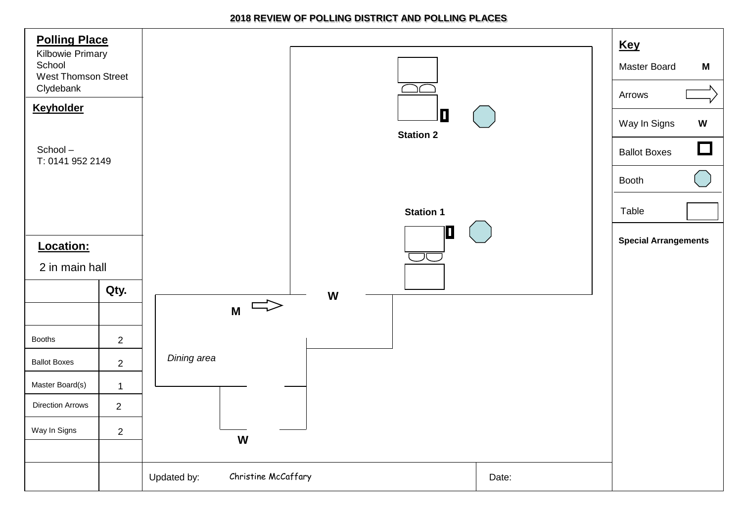# 2018 REVIEW OF POLLING DISTRICT AND POLLING PLACES

**Polling Place**
Kilbowie Primary School
West Thomson Street
Clydebank

**Keyholder**

School –
T: 0141 952 2149

**Location:**

2 in main hall

| | Qty. |
|---|---|
| | |
| Booths | 2 |
| Ballot Boxes | 2 |
| Master Board(s) | 1 |
| Direction Arrows | 2 |
| Way In Signs | 2 |
| | |

Station 2

Station 1

W

M

*Dining area*

W

**Key**

| | |
|---|---|
| Master Board | M |
| Arrows | |
| Way In Signs | W |
| Ballot Boxes | |
| Booth | |
| Table | |

**Special Arrangements**

Updated by: Christine McCaffary

Date: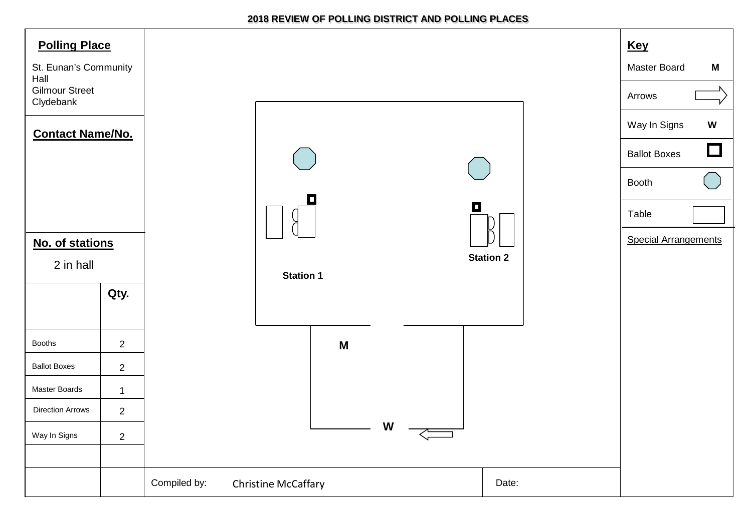# 2018 REVIEW OF POLLING DISTRICT AND POLLING PLACES

## Polling Place

St. Eunan's Community Hall
Gilmour Street
Clydebank

## Contact Name/No.

## No. of stations

2 in hall

| | Qty. |
|---|---|
| Booths | 2 |
| Ballot Boxes | 2 |
| Master Boards | 1 |
| Direction Arrows | 2 |
| Way In Signs | 2 |

Station 1

Station 2

M

W

## Key

| | |
|---|---|
| Master Board | M |
| Arrows | |
| Way In Signs | W |
| Ballot Boxes | |
| Booth | |
| Table | |

Special Arrangements

Compiled by: Christine McCaffary

Date: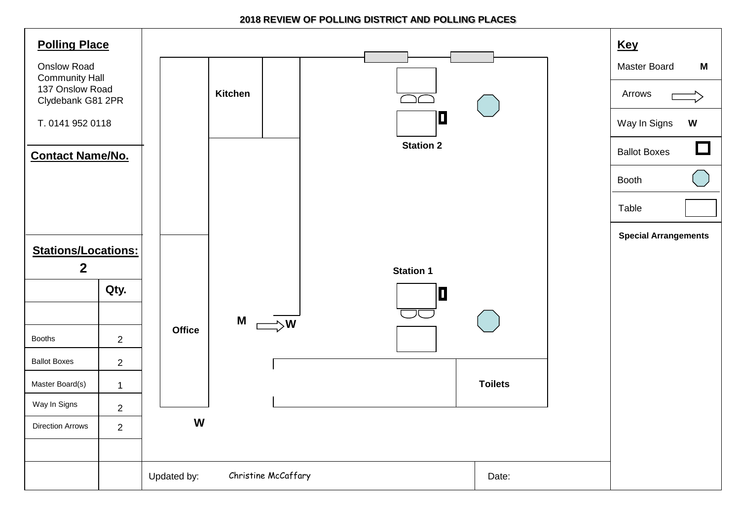## 2018 REVIEW OF POLLING DISTRICT AND POLLING PLACES

### Polling Place

Onslow Road
Community Hall
137 Onslow Road
Clydebank G81 2PR

T. 0141 952 0118

### Contact Name/No.

### Stations/Locations:

**2**

| | Qty. |
|---|---|
| | |
| Booths | 2 |
| Ballot Boxes | 2 |
| Master Board(s) | 1 |
| Way In Signs | 2 |
| Direction Arrows | 2 |
| | |

Kitchen

Station 2

Station 1

Office

M

W

W

Toilets

### Key

| | |
|---|---|
| Master Board | M |
| Arrows | |
| Way In Signs | W |
| Ballot Boxes | |
| Booth | |
| Table | |

**Special Arrangements**

Updated by: Christine McCaffary

Date: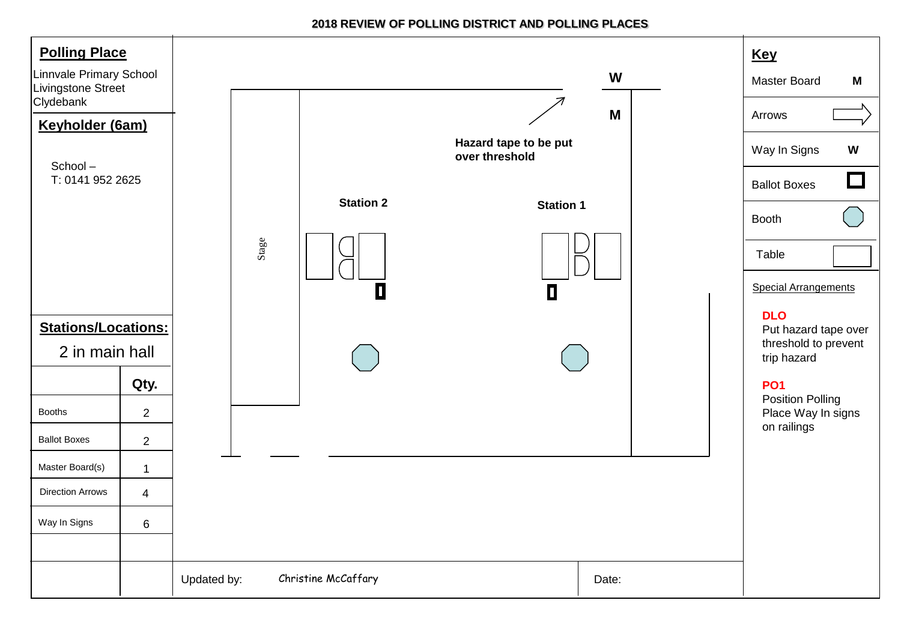## 2018 REVIEW OF POLLING DISTRICT AND POLLING PLACES

### Polling Place

Linnvale Primary School
Livingstone Street
Clydebank

### Keyholder (6am)

School –
T: 0141 952 2625

### Stations/Locations:

2 in main hall

| | Qty. |
|---|---|
| Booths | 2 |
| Ballot Boxes | 2 |
| Master Board(s) | 1 |
| Direction Arrows | 4 |
| Way In Signs | 6 |

W

M

Hazard tape to be put over threshold

Station 2

Station 1

Stage

### Key

| | |
|---|---|
| Master Board | M |
| Arrows | |
| Way In Signs | W |
| Ballot Boxes | |
| Booth | |
| Table | |

Special Arrangements

**DLO**
Put hazard tape over threshold to prevent trip hazard

**PO1**
Position Polling Place Way In signs on railings

Updated by: Christine McCaffary

Date: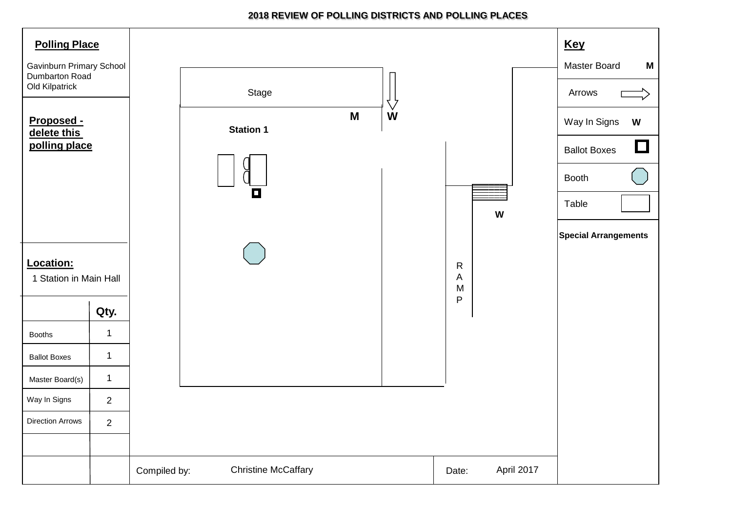## 2018 REVIEW OF POLLING DISTRICTS AND POLLING PLACES

**Polling Place**

Gavinburn Primary School
Dumbarton Road
Old Kilpatrick

**Proposed - delete this polling place**

**Location:**

1 Station in Main Hall

| | Qty. |
|---|---|
| Booths | 1 |
| Ballot Boxes | 1 |
| Master Board(s) | 1 |
| Way In Signs | 2 |
| Direction Arrows | 2 |

Stage

**M** **W**

**Station 1**

**W**

RAMP

**Key**

| | |
|---|---|
| Master Board | M |
| Arrows | |
| Way In Signs | W |
| Ballot Boxes | |
| Booth | |
| Table | |

**Special Arrangements**

Compiled by: Christine McCaffary

Date: April 2017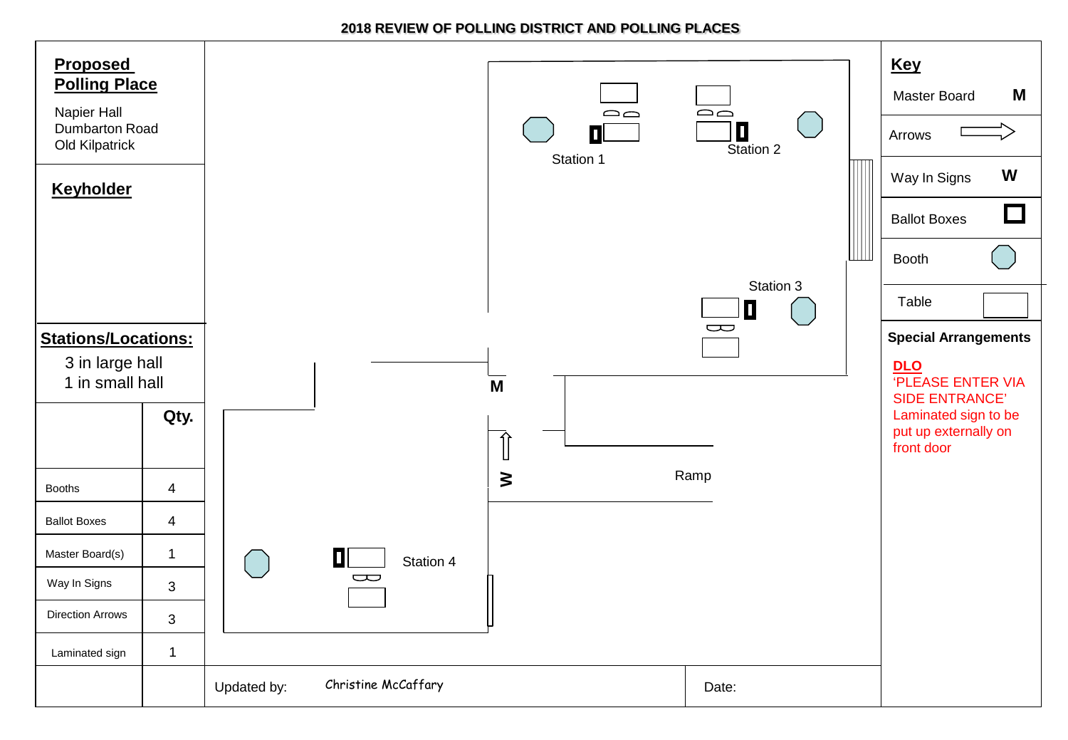# 2018 REVIEW OF POLLING DISTRICT AND POLLING PLACES

## Proposed Polling Place

Napier Hall
Dumbarton Road
Old Kilpatrick

## Keyholder

## Stations/Locations:

3 in large hall
1 in small hall

| | Qty. |
|---|---|
| Booths | 4 |
| Ballot Boxes | 4 |
| Master Board(s) | 1 |
| Way In Signs | 3 |
| Direction Arrows | 3 |
| Laminated sign | 1 |

Station 1

Station 2

Station 3

Station 4

M

W

Ramp

Updated by: Christine McCaffary

Date:

## Key

| | |
|---|---|
| Master Board | M |
| Arrows | |
| Way In Signs | W |
| Ballot Boxes | |
| Booth | |
| Table | |

## Special Arrangements

**DLO**
'PLEASE ENTER VIA SIDE ENTRANCE'
Laminated sign to be put up externally on front door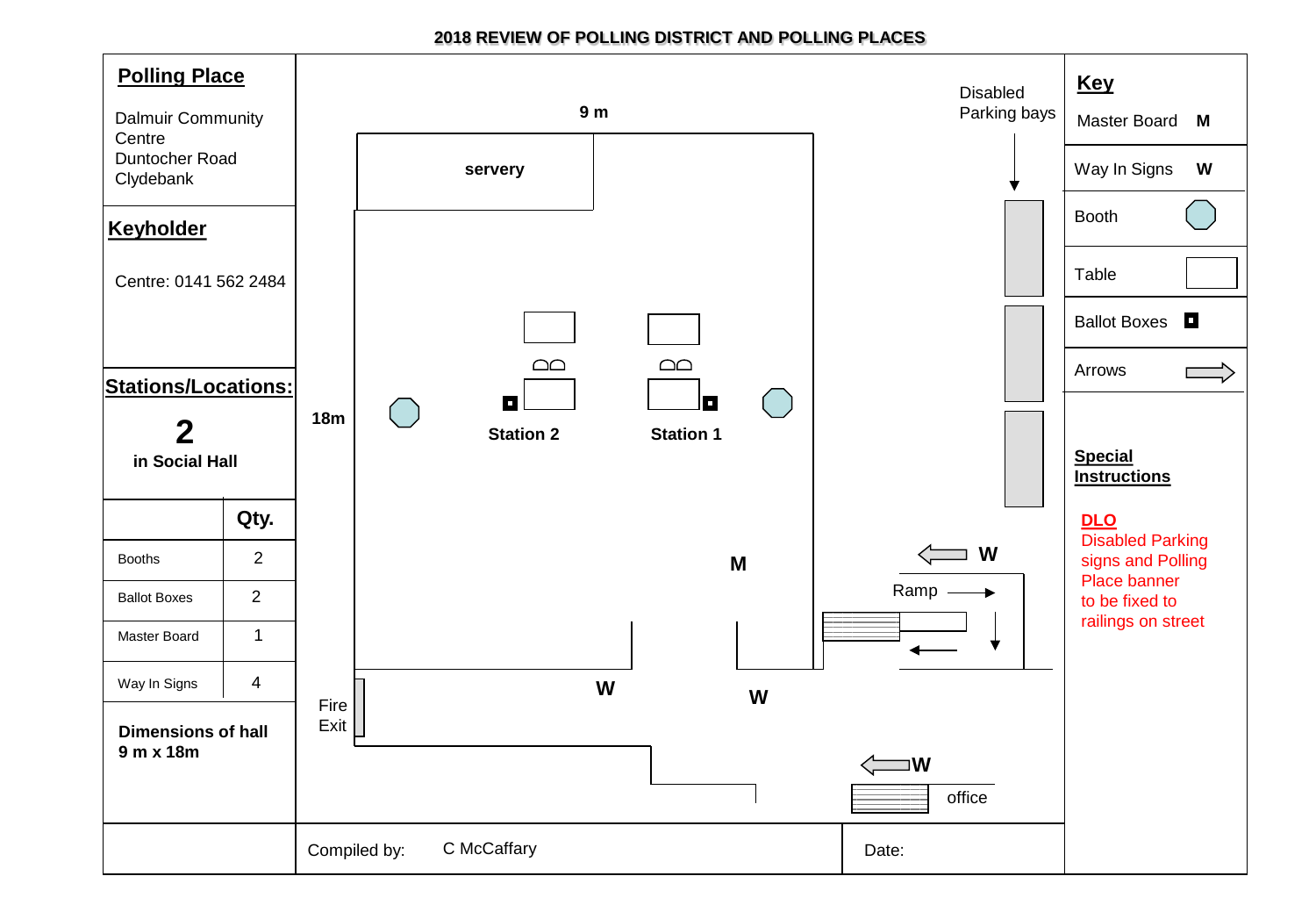# 2018 REVIEW OF POLLING DISTRICT AND POLLING PLACES

## Polling Place

Dalmuir Community Centre
Duntocher Road
Clydebank

## Keyholder

Centre: 0141 562 2484

## Stations/Locations:

**2**

**in Social Hall**

| | Qty. |
|---|---|
| Booths | 2 |
| Ballot Boxes | 2 |
| Master Board | 1 |
| Way In Signs | 4 |

**Dimensions of hall 9 m x 18m**

9 m

18m

servery

Station 2

Station 1

M

W

W

W

W

Disabled Parking bays

Ramp

Fire Exit

office

## Key

| | |
|---|---|
| Master Board | M |
| Way In Signs | W |
| Booth | |
| Table | |
| Ballot Boxes | |
| Arrows | |

**Special Instructions**

**DLO**
Disabled Parking signs and Polling Place banner to be fixed to railings on street

Compiled by: C McCaffary

Date: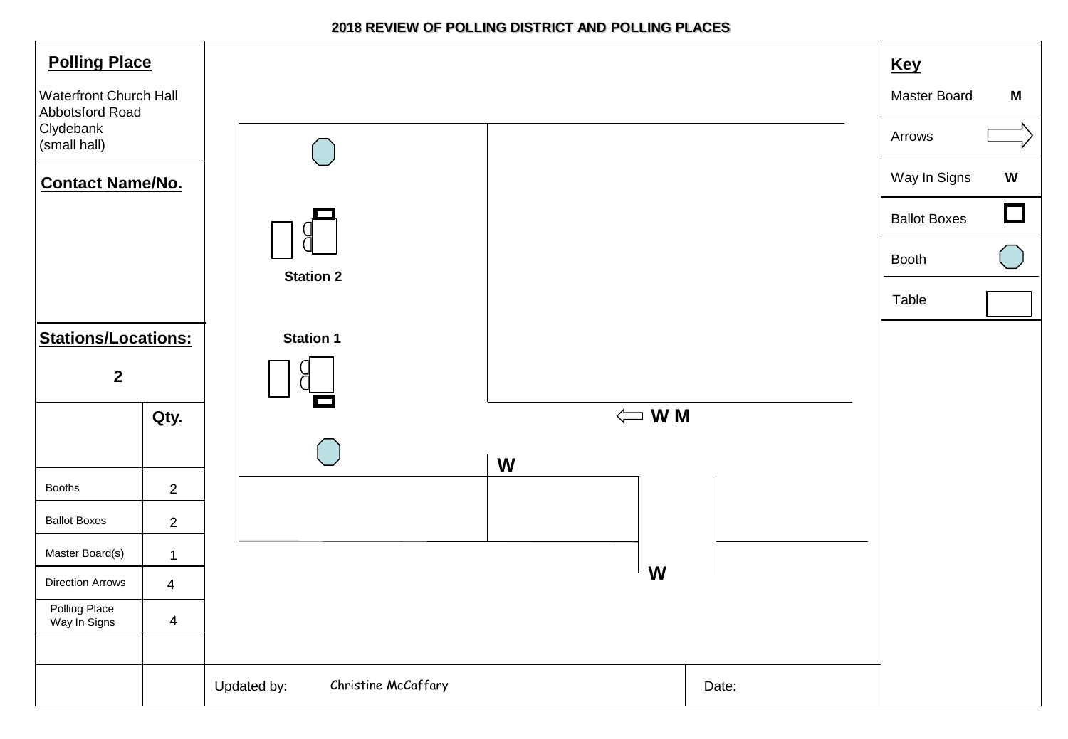# 2018 REVIEW OF POLLING DISTRICT AND POLLING PLACES

**Polling Place**

Waterfront Church Hall
Abbotsford Road
Clydebank
(small hall)

**Contact Name/No.**

**Stations/Locations:**

**2**

| | Qty. |
|---|---|
| Booths | 2 |
| Ballot Boxes | 2 |
| Master Board(s) | 1 |
| Direction Arrows | 4 |
| Polling Place Way In Signs | 4 |

Station 2

Station 1

W M

W

W

**Key**

| Key | Symbol |
|---|---|
| Master Board | M |
| Arrows | |
| Way In Signs | W |
| Ballot Boxes | |
| Booth | |
| Table | |

Updated by: Christine McCaffary

Date: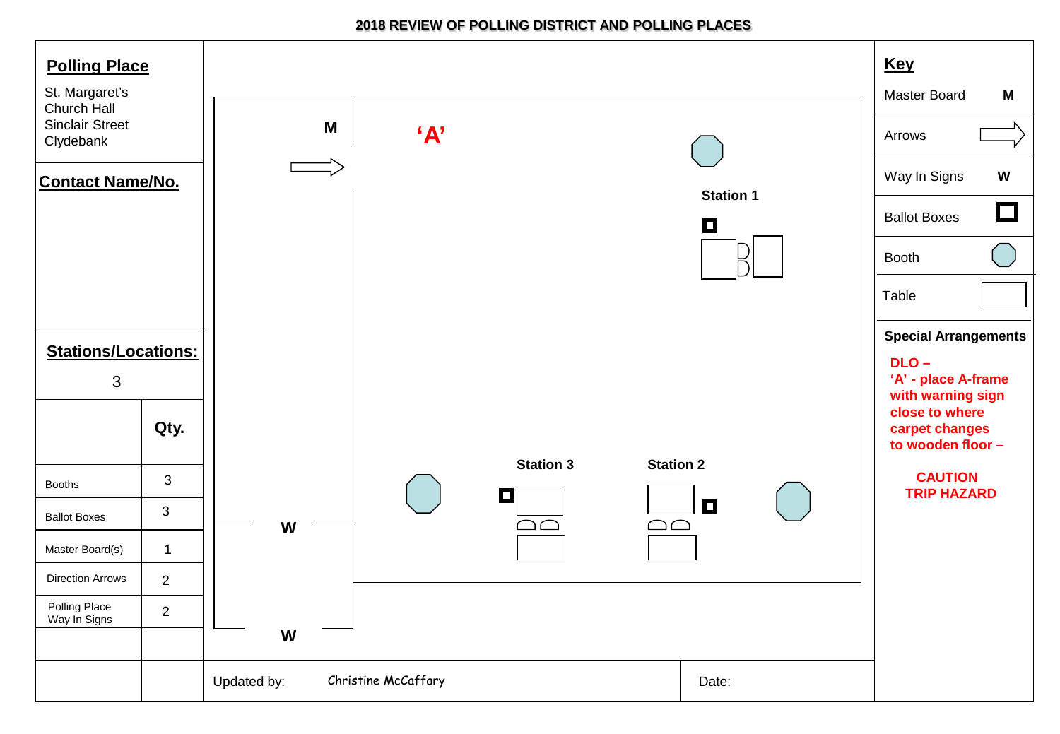## 2018 REVIEW OF POLLING DISTRICT AND POLLING PLACES

**Polling Place**

St. Margaret's Church Hall
Sinclair Street
Clydebank

**Contact Name/No.**

**Stations/Locations:**

3

| | Qty. |
|---|---|
| Booths | 3 |
| Ballot Boxes | 3 |
| Master Board(s) | 1 |
| Direction Arrows | 2 |
| Polling Place Way In Signs | 2 |

M

'A'

Station 1

Station 3

Station 2

W

W

**Key**

| | |
|---|---|
| Master Board | M |
| Arrows | |
| Way In Signs | W |
| Ballot Boxes | |
| Booth | |
| Table | |

**Special Arrangements**

**DLO – 'A' - place A-frame with warning sign close to where carpet changes to wooden floor –**

**CAUTION TRIP HAZARD**

Updated by: Christine McCaffary

Date: